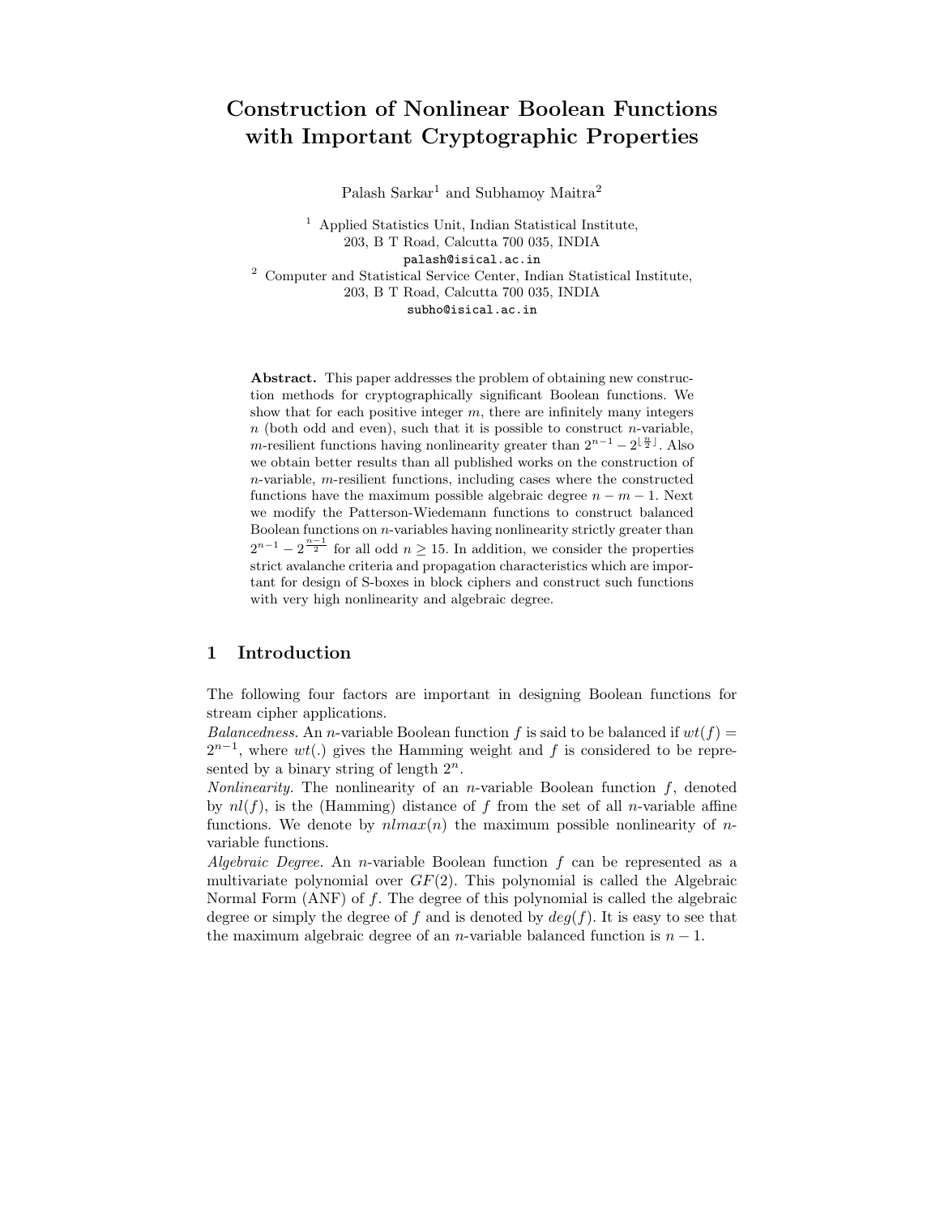# Construction of Nonlinear Boolean Functions with Important Cryptographic Properties

Palash Sarkar[1] and Subhamoy Maitra[2]

[1] Applied Statistics Unit, Indian Statistical Institute,
203, B T Road, Calcutta 700 035, INDIA
palash@isical.ac.in

[2] Computer and Statistical Service Center, Indian Statistical Institute,
203, B T Road, Calcutta 700 035, INDIA
subho@isical.ac.in

**Abstract.** This paper addresses the problem of obtaining new construction methods for cryptographically significant Boolean functions. We show that for each positive integer $m$, there are infinitely many integers $n$ (both odd and even), such that it is possible to construct $n$-variable, $m$-resilient functions having nonlinearity greater than $2^{n-1} - 2^{\lfloor \frac{n}{2} \rfloor}$. Also we obtain better results than all published works on the construction of $n$-variable, $m$-resilient functions, including cases where the constructed functions have the maximum possible algebraic degree $n - m - 1$. Next we modify the Patterson-Wiedemann functions to construct balanced Boolean functions on $n$-variables having nonlinearity strictly greater than $2^{n-1} - 2^{\frac{n-1}{2}}$ for all odd $n \geq 15$. In addition, we consider the properties strict avalanche criteria and propagation characteristics which are important for design of S-boxes in block ciphers and construct such functions with very high nonlinearity and algebraic degree.

## 1 Introduction

The following four factors are important in designing Boolean functions for stream cipher applications.

*Balancedness.* An $n$-variable Boolean function $f$ is said to be balanced if $wt(f) = 2^{n-1}$, where $wt(.)$ gives the Hamming weight and $f$ is considered to be represented by a binary string of length $2^n$.

*Nonlinearity.* The nonlinearity of an $n$-variable Boolean function $f$, denoted by $nl(f)$, is the (Hamming) distance of $f$ from the set of all $n$-variable affine functions. We denote by $nlmax(n)$ the maximum possible nonlinearity of $n$-variable functions.

*Algebraic Degree.* An $n$-variable Boolean function $f$ can be represented as a multivariate polynomial over $GF(2)$. This polynomial is called the Algebraic Normal Form (ANF) of $f$. The degree of this polynomial is called the algebraic degree or simply the degree of $f$ and is denoted by $deg(f)$. It is easy to see that the maximum algebraic degree of an $n$-variable balanced function is $n - 1$.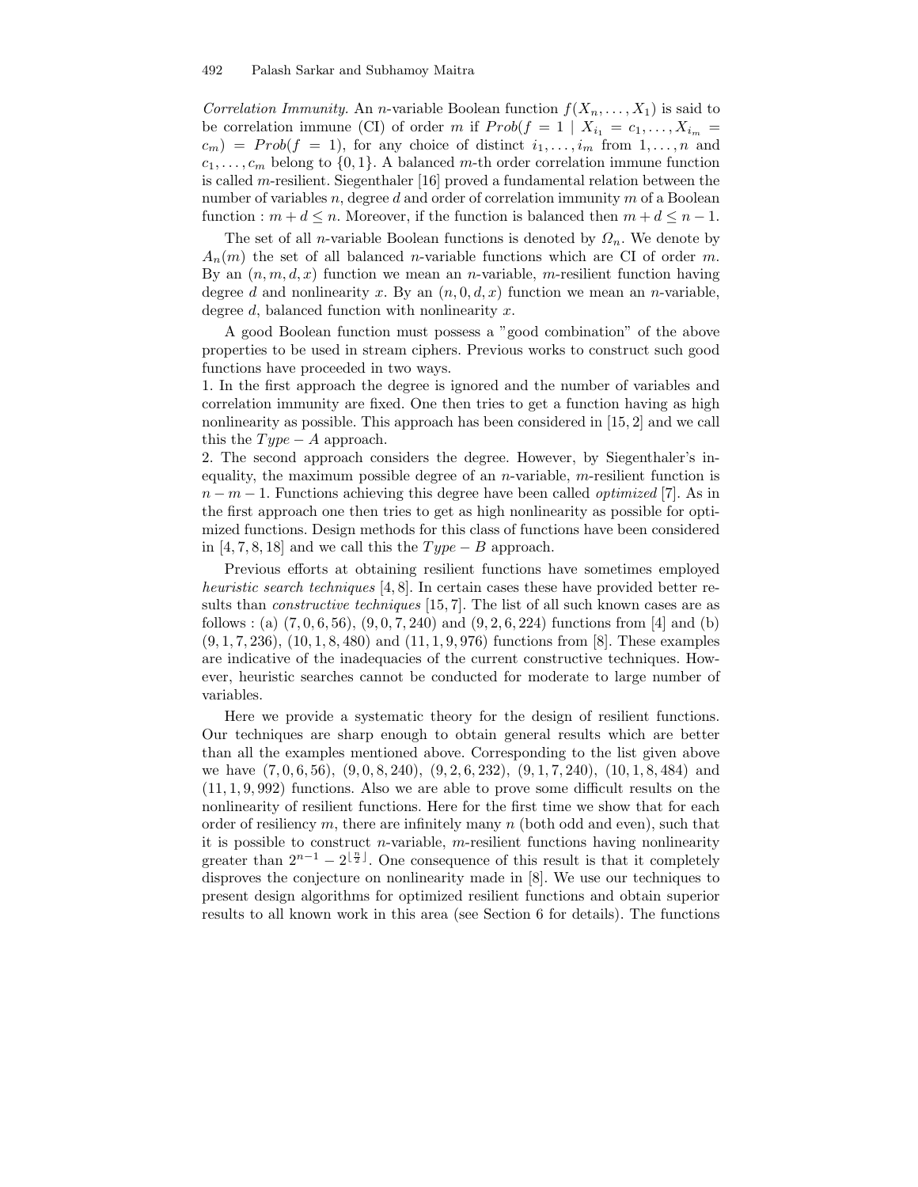*Correlation Immunity.* An $n$-variable Boolean function $f(X_n, \ldots, X_1)$ is said to be correlation immune (CI) of order $m$ if $Prob(f = 1 \mid X_{i_1} = c_1, \ldots, X_{i_m} = c_m) = Prob(f = 1)$, for any choice of distinct $i_1, \ldots, i_m$ from $1, \ldots, n$ and $c_1, \ldots, c_m$ belong to $\{0, 1\}$. A balanced $m$-th order correlation immune function is called $m$-resilient. Siegenthaler [16] proved a fundamental relation between the number of variables $n$, degree $d$ and order of correlation immunity $m$ of a Boolean function : $m + d \leq n$. Moreover, if the function is balanced then $m + d \leq n - 1$.

The set of all $n$-variable Boolean functions is denoted by $\Omega_n$. We denote by $A_n(m)$ the set of all balanced $n$-variable functions which are CI of order $m$. By an $(n, m, d, x)$ function we mean an $n$-variable, $m$-resilient function having degree $d$ and nonlinearity $x$. By an $(n, 0, d, x)$ function we mean an $n$-variable, degree $d$, balanced function with nonlinearity $x$.

A good Boolean function must possess a "good combination" of the above properties to be used in stream ciphers. Previous works to construct such good functions have proceeded in two ways.

1. In the first approach the degree is ignored and the number of variables and correlation immunity are fixed. One then tries to get a function having as high nonlinearity as possible. This approach has been considered in [15, 2] and we call this the $Type - A$ approach.
2. The second approach considers the degree. However, by Siegenthaler's inequality, the maximum possible degree of an $n$-variable, $m$-resilient function is $n - m - 1$. Functions achieving this degree have been called *optimized* [7]. As in the first approach one then tries to get as high nonlinearity as possible for optimized functions. Design methods for this class of functions have been considered in [4, 7, 8, 18] and we call this the $Type - B$ approach.

Previous efforts at obtaining resilient functions have sometimes employed *heuristic search techniques* [4, 8]. In certain cases these have provided better results than *constructive techniques* [15, 7]. The list of all such known cases are as follows : (a) $(7, 0, 6, 56)$, $(9, 0, 7, 240)$ and $(9, 2, 6, 224)$ functions from [4] and (b) $(9, 1, 7, 236)$, $(10, 1, 8, 480)$ and $(11, 1, 9, 976)$ functions from [8]. These examples are indicative of the inadequacies of the current constructive techniques. However, heuristic searches cannot be conducted for moderate to large number of variables.

Here we provide a systematic theory for the design of resilient functions. Our techniques are sharp enough to obtain general results which are better than all the examples mentioned above. Corresponding to the list given above we have $(7, 0, 6, 56)$, $(9, 0, 8, 240)$, $(9, 2, 6, 232)$, $(9, 1, 7, 240)$, $(10, 1, 8, 484)$ and $(11, 1, 9, 992)$ functions. Also we are able to prove some difficult results on the nonlinearity of resilient functions. Here for the first time we show that for each order of resiliency $m$, there are infinitely many $n$ (both odd and even), such that it is possible to construct $n$-variable, $m$-resilient functions having nonlinearity greater than $2^{n-1} - 2^{\lfloor \frac{n}{2} \rfloor}$. One consequence of this result is that it completely disproves the conjecture on nonlinearity made in [8]. We use our techniques to present design algorithms for optimized resilient functions and obtain superior results to all known work in this area (see Section 6 for details). The functions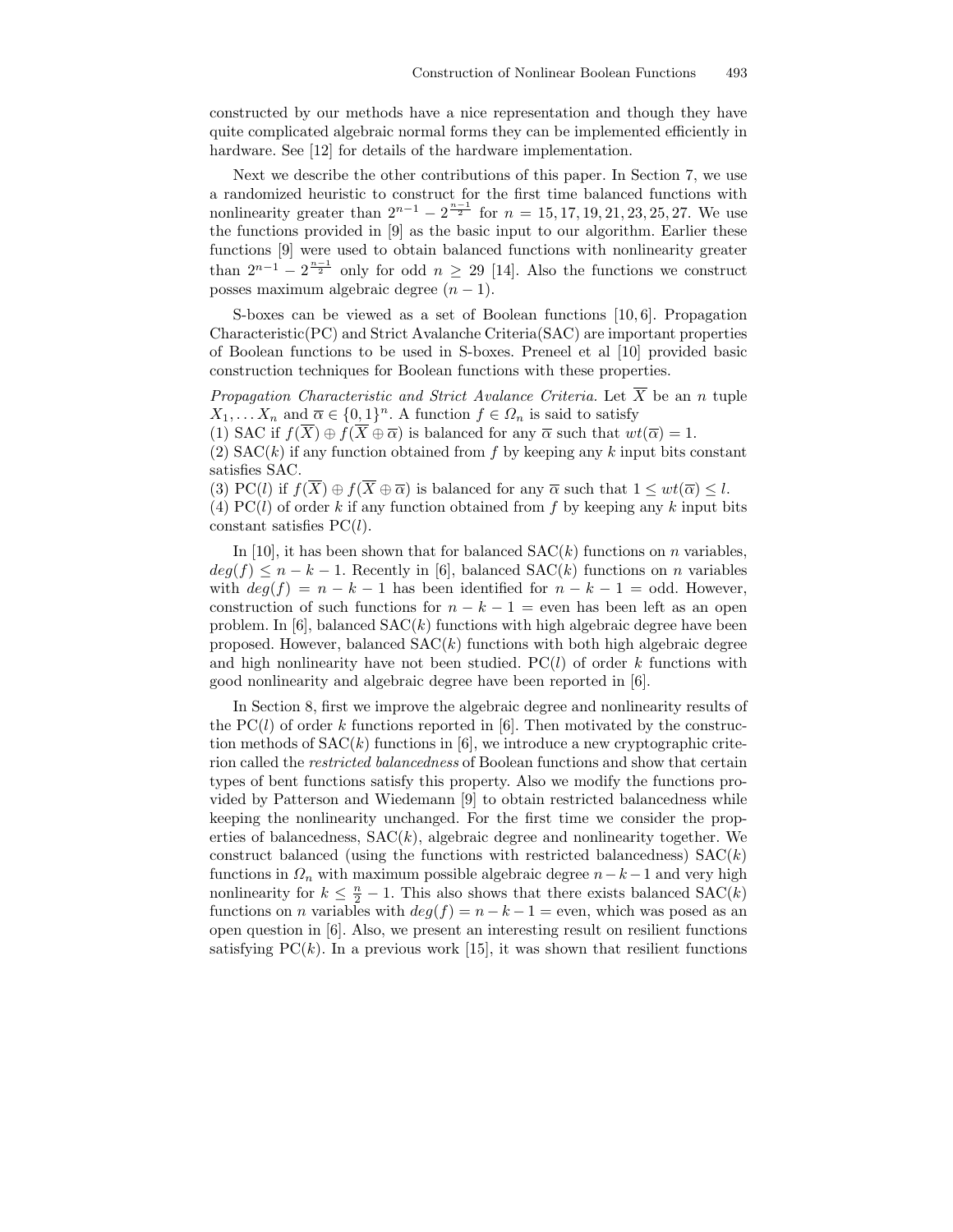constructed by our methods have a nice representation and though they have quite complicated algebraic normal forms they can be implemented efficiently in hardware. See [12] for details of the hardware implementation.

Next we describe the other contributions of this paper. In Section 7, we use a randomized heuristic to construct for the first time balanced functions with nonlinearity greater than $2^{n-1} - 2^{\frac{n-1}{2}}$ for $n = 15, 17, 19, 21, 23, 25, 27$. We use the functions provided in [9] as the basic input to our algorithm. Earlier these functions [9] were used to obtain balanced functions with nonlinearity greater than $2^{n-1} - 2^{\frac{n-1}{2}}$ only for odd $n \geq 29$ [14]. Also the functions we construct posses maximum algebraic degree $(n-1)$.

S-boxes can be viewed as a set of Boolean functions [10, 6]. Propagation Characteristic(PC) and Strict Avalanche Criteria(SAC) are important properties of Boolean functions to be used in S-boxes. Preneel et al [10] provided basic construction techniques for Boolean functions with these properties.

*Propagation Characteristic and Strict Avalance Criteria.* Let $\overline{X}$ be an $n$ tuple $X_1, \ldots X_n$ and $\overline{\alpha} \in \{0,1\}^n$. A function $f \in \Omega_n$ is said to satisfy
(1) SAC if $f(\overline{X}) \oplus f(\overline{X} \oplus \overline{\alpha})$ is balanced for any $\overline{\alpha}$ such that $wt(\overline{\alpha}) = 1$.
(2) SAC($k$) if any function obtained from $f$ by keeping any $k$ input bits constant satisfies SAC.
(3) PC($l$) if $f(\overline{X}) \oplus f(\overline{X} \oplus \overline{\alpha})$ is balanced for any $\overline{\alpha}$ such that $1 \leq wt(\overline{\alpha}) \leq l$.
(4) PC($l$) of order $k$ if any function obtained from $f$ by keeping any $k$ input bits constant satisfies PC($l$).

In [10], it has been shown that for balanced SAC($k$) functions on $n$ variables, $deg(f) \leq n-k-1$. Recently in [6], balanced SAC($k$) functions on $n$ variables with $deg(f) = n-k-1$ has been identified for $n-k-1 =$ odd. However, construction of such functions for $n-k-1 =$ even has been left as an open problem. In [6], balanced SAC($k$) functions with high algebraic degree have been proposed. However, balanced SAC($k$) functions with both high algebraic degree and high nonlinearity have not been studied. PC($l$) of order $k$ functions with good nonlinearity and algebraic degree have been reported in [6].

In Section 8, first we improve the algebraic degree and nonlinearity results of the PC($l$) of order $k$ functions reported in [6]. Then motivated by the construction methods of SAC($k$) functions in [6], we introduce a new cryptographic criterion called the *restricted balancedness* of Boolean functions and show that certain types of bent functions satisfy this property. Also we modify the functions provided by Patterson and Wiedemann [9] to obtain restricted balancedness while keeping the nonlinearity unchanged. For the first time we consider the properties of balancedness, SAC($k$), algebraic degree and nonlinearity together. We construct balanced (using the functions with restricted balancedness) SAC($k$) functions in $\Omega_n$ with maximum possible algebraic degree $n-k-1$ and very high nonlinearity for $k \leq \frac{n}{2} - 1$. This also shows that there exists balanced SAC($k$) functions on $n$ variables with $deg(f) = n-k-1 =$ even, which was posed as an open question in [6]. Also, we present an interesting result on resilient functions satisfying PC($k$). In a previous work [15], it was shown that resilient functions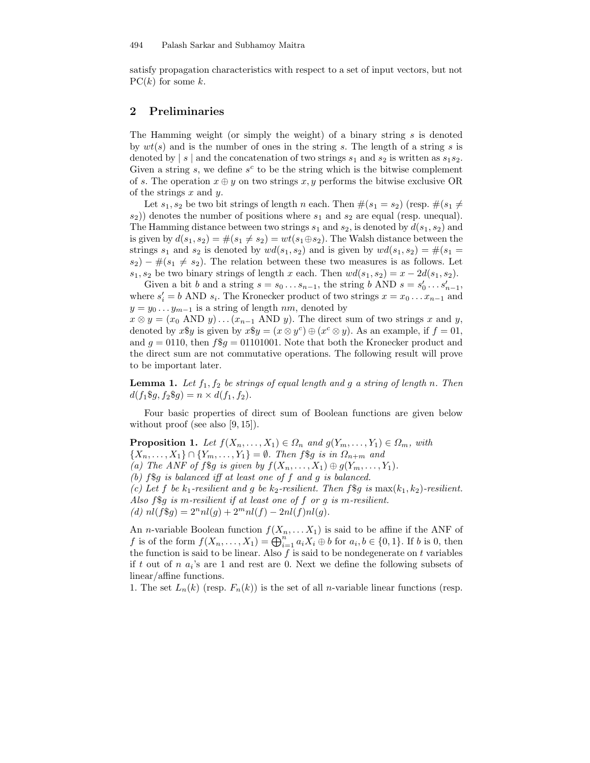satisfy propagation characteristics with respect to a set of input vectors, but not PC($k$) for some $k$.

## 2 Preliminaries

The Hamming weight (or simply the weight) of a binary string $s$ is denoted by $wt(s)$ and is the number of ones in the string $s$. The length of a string $s$ is denoted by $| s |$ and the concatenation of two strings $s_1$ and $s_2$ is written as $s_1s_2$. Given a string $s$, we define $s^c$ to be the string which is the bitwise complement of $s$. The operation $x \oplus y$ on two strings $x, y$ performs the bitwise exclusive OR of the strings $x$ and $y$.

Let $s_1, s_2$ be two bit strings of length $n$ each. Then $\#(s_1 = s_2)$ (resp. $\#(s_1 \neq s_2)$) denotes the number of positions where $s_1$ and $s_2$ are equal (resp. unequal). The Hamming distance between two strings $s_1$ and $s_2$, is denoted by $d(s_1, s_2)$ and is given by $d(s_1, s_2) = \#(s_1 \neq s_2) = wt(s_1 \oplus s_2)$. The Walsh distance between the strings $s_1$ and $s_2$ is denoted by $wd(s_1, s_2)$ and is given by $wd(s_1, s_2) = \#(s_1 = s_2) - \#(s_1 \neq s_2)$. The relation between these two measures is as follows. Let $s_1, s_2$ be two binary strings of length $x$ each. Then $wd(s_1, s_2) = x - 2d(s_1, s_2)$.

Given a bit $b$ and a string $s = s_0 \ldots s_{n-1}$, the string $b$ AND $s = s'_0 \ldots s'_{n-1}$, where $s'_i = b$ AND $s_i$. The Kronecker product of two strings $x = x_0 \ldots x_{n-1}$ and $y = y_0 \ldots y_{m-1}$ is a string of length $nm$, denoted by
$x \otimes y = (x_0 \text{ AND } y) \ldots (x_{n-1} \text{ AND } y)$. The direct sum of two strings $x$ and $y$, denoted by $x\$y$ is given by $x\$y = (x \otimes y^c) \oplus (x^c \otimes y)$. As an example, if $f = 01$, and $g = 0110$, then $f\$g = 01101001$. Note that both the Kronecker product and the direct sum are not commutative operations. The following result will prove to be important later.

**Lemma 1.** *Let $f_1, f_2$ be strings of equal length and $g$ a string of length $n$. Then $d(f_1\$g, f_2\$g) = n \times d(f_1, f_2)$.*

Four basic properties of direct sum of Boolean functions are given below without proof (see also [9, 15]).

**Proposition 1.** *Let $f(X_n, \ldots, X_1) \in \Omega_n$ and $g(Y_m, \ldots, Y_1) \in \Omega_m$, with $\{X_n, \ldots, X_1\} \cap \{Y_m, \ldots, Y_1\} = \emptyset$. Then $f\$g$ is in $\Omega_{n+m}$ and*
*(a) The ANF of $f\$g$ is given by $f(X_n, \ldots, X_1) \oplus g(Y_m, \ldots, Y_1)$.*
*(b) $f\$g$ is balanced iff at least one of $f$ and $g$ is balanced.*
*(c) Let $f$ be $k_1$-resilient and $g$ be $k_2$-resilient. Then $f\$g$ is $\max(k_1, k_2)$-resilient. Also $f\$g$ is $m$-resilient if at least one of $f$ or $g$ is $m$-resilient.*
*(d) $nl(f\$g) = 2^n nl(g) + 2^m nl(f) - 2nl(f)nl(g)$.*

An $n$-variable Boolean function $f(X_n, \ldots X_1)$ is said to be affine if the ANF of $f$ is of the form $f(X_n, \ldots, X_1) = \bigoplus_{i=1}^{n} a_i X_i \oplus b$ for $a_i, b \in \{0, 1\}$. If $b$ is 0, then the function is said to be linear. Also $f$ is said to be nondegenerate on $t$ variables if $t$ out of $n$ $a_i$'s are 1 and rest are 0. Next we define the following subsets of linear/affine functions.

1. The set $L_n(k)$ (resp. $F_n(k)$) is the set of all $n$-variable linear functions (resp.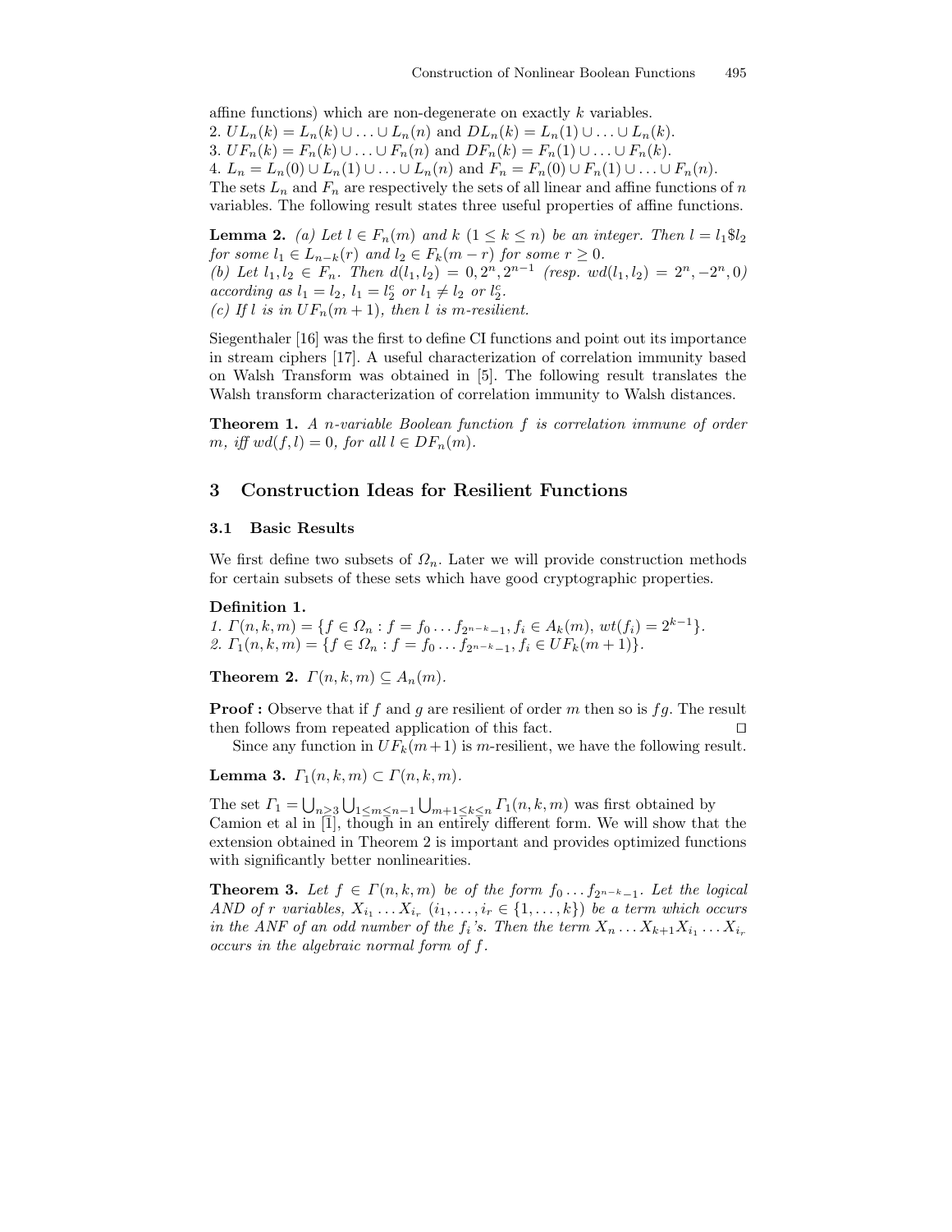affine functions) which are non-degenerate on exactly $k$ variables.
2. $UL_n(k) = L_n(k) \cup \ldots \cup L_n(n)$ and $DL_n(k) = L_n(1) \cup \ldots \cup L_n(k)$.
3. $UF_n(k) = F_n(k) \cup \ldots \cup F_n(n)$ and $DF_n(k) = F_n(1) \cup \ldots \cup F_n(k)$.
4. $L_n = L_n(0) \cup L_n(1) \cup \ldots \cup L_n(n)$ and $F_n = F_n(0) \cup F_n(1) \cup \ldots \cup F_n(n)$.
The sets $L_n$ and $F_n$ are respectively the sets of all linear and affine functions of $n$ variables. The following result states three useful properties of affine functions.

**Lemma 2.** *(a) Let $l \in F_n(m)$ and $k$ $(1 \leq k \leq n)$ be an integer. Then $l = l_1 \$ l_2$ for some $l_1 \in L_{n-k}(r)$ and $l_2 \in F_k(m-r)$ for some $r \geq 0$.*
*(b) Let $l_1, l_2 \in F_n$. Then $d(l_1, l_2) = 0, 2^n, 2^{n-1}$ (resp. $wd(l_1, l_2) = 2^n, -2^n, 0$) according as $l_1 = l_2$, $l_1 = l_2^c$ or $l_1 \neq l_2$ or $l_2^c$.*
*(c) If $l$ is in $UF_n(m+1)$, then $l$ is $m$-resilient.*

Siegenthaler [16] was the first to define CI functions and point out its importance in stream ciphers [17]. A useful characterization of correlation immunity based on Walsh Transform was obtained in [5]. The following result translates the Walsh transform characterization of correlation immunity to Walsh distances.

**Theorem 1.** *A $n$-variable Boolean function $f$ is correlation immune of order $m$, iff $wd(f, l) = 0$, for all $l \in DF_n(m)$.*

## 3 Construction Ideas for Resilient Functions

### 3.1 Basic Results

We first define two subsets of $\Omega_n$. Later we will provide construction methods for certain subsets of these sets which have good cryptographic properties.

**Definition 1.**
*1. $\Gamma(n, k, m) = \{f \in \Omega_n : f = f_0 \ldots f_{2^{n-k}-1}, f_i \in A_k(m), wt(f_i) = 2^{k-1}\}$.*
*2. $\Gamma_1(n, k, m) = \{f \in \Omega_n : f = f_0 \ldots f_{2^{n-k}-1}, f_i \in UF_k(m+1)\}$.*

**Theorem 2.** *$\Gamma(n, k, m) \subseteq A_n(m)$.*

**Proof :** Observe that if $f$ and $g$ are resilient of order $m$ then so is $fg$. The result then follows from repeated application of this fact. ⊓⊔

Since any function in $UF_k(m+1)$ is $m$-resilient, we have the following result.

**Lemma 3.** *$\Gamma_1(n, k, m) \subset \Gamma(n, k, m)$.*

The set $\Gamma_1 = \bigcup_{n \geq 3} \bigcup_{1 \leq m \leq n-1} \bigcup_{m+1 \leq k \leq n} \Gamma_1(n, k, m)$ was first obtained by Camion et al in [1], though in an entirely different form. We will show that the extension obtained in Theorem 2 is important and provides optimized functions with significantly better nonlinearities.

**Theorem 3.** *Let $f \in \Gamma(n, k, m)$ be of the form $f_0 \ldots f_{2^{n-k}-1}$. Let the logical AND of $r$ variables, $X_{i_1} \ldots X_{i_r}$ $(i_1, \ldots, i_r \in \{1, \ldots, k\})$ be a term which occurs in the ANF of an odd number of the $f_i$'s. Then the term $X_n \ldots X_{k+1} X_{i_1} \ldots X_{i_r}$ occurs in the algebraic normal form of $f$.*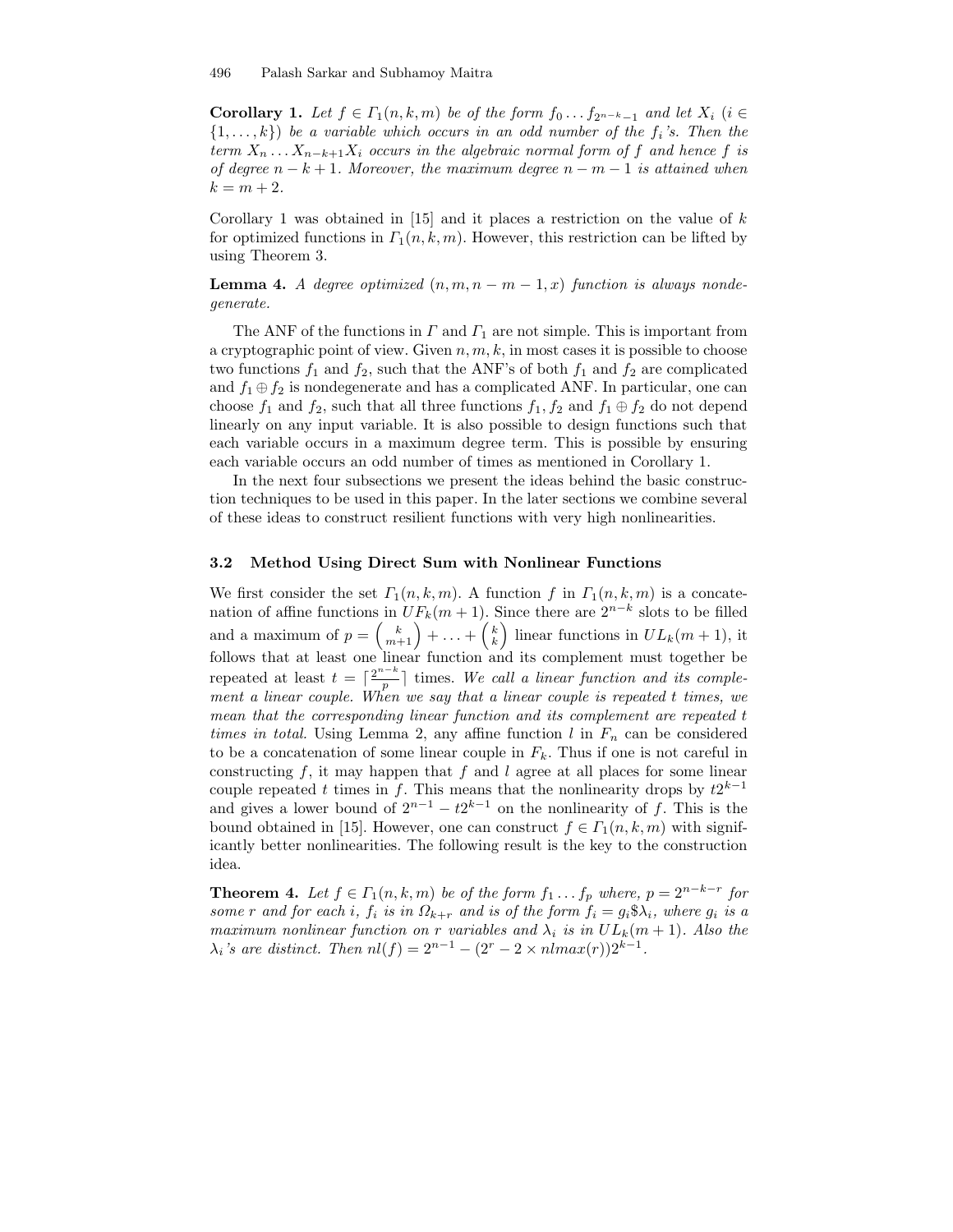**Corollary 1.** *Let $f \in \Gamma_1(n,k,m)$ be of the form $f_0 \ldots f_{2^{n-k}-1}$ and let $X_i$ ($i \in \{1,\ldots,k\}$) be a variable which occurs in an odd number of the $f_i$'s. Then the term $X_n \ldots X_{n-k+1}X_i$ occurs in the algebraic normal form of $f$ and hence $f$ is of degree $n-k+1$. Moreover, the maximum degree $n-m-1$ is attained when $k = m+2$.*

Corollary 1 was obtained in [15] and it places a restriction on the value of $k$ for optimized functions in $\Gamma_1(n,k,m)$. However, this restriction can be lifted by using Theorem 3.

**Lemma 4.** *A degree optimized $(n, m, n-m-1, x)$ function is always nondegenerate.*

The ANF of the functions in $\Gamma$ and $\Gamma_1$ are not simple. This is important from a cryptographic point of view. Given $n, m, k$, in most cases it is possible to choose two functions $f_1$ and $f_2$, such that the ANF's of both $f_1$ and $f_2$ are complicated and $f_1 \oplus f_2$ is nondegenerate and has a complicated ANF. In particular, one can choose $f_1$ and $f_2$, such that all three functions $f_1$, $f_2$ and $f_1 \oplus f_2$ do not depend linearly on any input variable. It is also possible to design functions such that each variable occurs in a maximum degree term. This is possible by ensuring each variable occurs an odd number of times as mentioned in Corollary 1.

In the next four subsections we present the ideas behind the basic construction techniques to be used in this paper. In the later sections we combine several of these ideas to construct resilient functions with very high nonlinearities.

### 3.2 Method Using Direct Sum with Nonlinear Functions

We first consider the set $\Gamma_1(n,k,m)$. A function $f$ in $\Gamma_1(n,k,m)$ is a concatenation of affine functions in $UF_k(m+1)$. Since there are $2^{n-k}$ slots to be filled and a maximum of $p = \binom{k}{m+1} + \ldots + \binom{k}{k}$ linear functions in $UL_k(m+1)$, it follows that at least one linear function and its complement must together be repeated at least $t = \lceil \frac{2^{n-k}}{p} \rceil$ times. *We call a linear function and its complement a linear couple. When we say that a linear couple is repeated $t$ times, we mean that the corresponding linear function and its complement are repeated $t$ times in total.* Using Lemma 2, any affine function $l$ in $F_n$ can be considered to be a concatenation of some linear couple in $F_k$. Thus if one is not careful in constructing $f$, it may happen that $f$ and $l$ agree at all places for some linear couple repeated $t$ times in $f$. This means that the nonlinearity drops by $t2^{k-1}$ and gives a lower bound of $2^{n-1} - t2^{k-1}$ on the nonlinearity of $f$. This is the bound obtained in [15]. However, one can construct $f \in \Gamma_1(n,k,m)$ with significantly better nonlinearities. The following result is the key to the construction idea.

**Theorem 4.** *Let $f \in \Gamma_1(n,k,m)$ be of the form $f_1 \ldots f_p$ where, $p = 2^{n-k-r}$ for some $r$ and for each $i$, $f_i$ is in $\Omega_{k+r}$ and is of the form $f_i = g_i \$ \lambda_i$, where $g_i$ is a maximum nonlinear function on $r$ variables and $\lambda_i$ is in $UL_k(m+1)$. Also the $\lambda_i$'s are distinct. Then $nl(f) = 2^{n-1} - (2^r - 2 \times nlmax(r))2^{k-1}$.*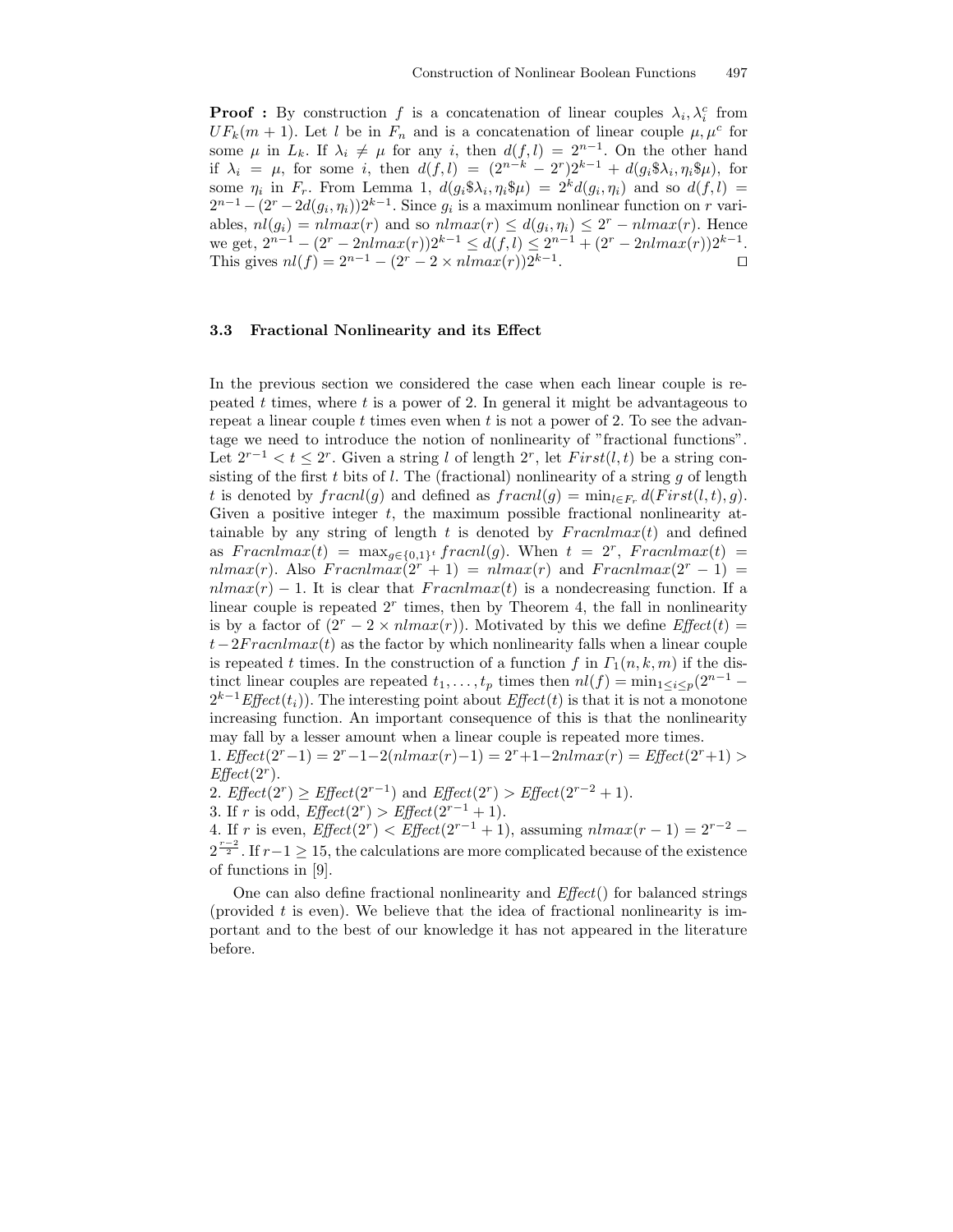**Proof :** By construction $f$ is a concatenation of linear couples $\lambda_i, \lambda_i^c$ from $UF_k(m+1)$. Let $l$ be in $F_n$ and is a concatenation of linear couple $\mu, \mu^c$ for some $\mu$ in $L_k$. If $\lambda_i \neq \mu$ for any $i$, then $d(f,l) = 2^{n-1}$. On the other hand if $\lambda_i = \mu$, for some $i$, then $d(f,l) = (2^{n-k} - 2^r)2^{k-1} + d(g_i\$\lambda_i, \eta_i\$\mu)$, for some $\eta_i$ in $F_r$. From Lemma 1, $d(g_i\$\lambda_i, \eta_i\$\mu) = 2^k d(g_i, \eta_i)$ and so $d(f,l) = 2^{n-1} - (2^r - 2d(g_i, \eta_i))2^{k-1}$. Since $g_i$ is a maximum nonlinear function on $r$ variables, $nl(g_i) = nlmax(r)$ and so $nlmax(r) \leq d(g_i, \eta_i) \leq 2^r - nlmax(r)$. Hence we get, $2^{n-1} - (2^r - 2nlmax(r))2^{k-1} \leq d(f,l) \leq 2^{n-1} + (2^r - 2nlmax(r))2^{k-1}$. This gives $nl(f) = 2^{n-1} - (2^r - 2 \times nlmax(r))2^{k-1}$. ☐

### 3.3 Fractional Nonlinearity and its Effect

In the previous section we considered the case when each linear couple is repeated $t$ times, where $t$ is a power of 2. In general it might be advantageous to repeat a linear couple $t$ times even when $t$ is not a power of 2. To see the advantage we need to introduce the notion of nonlinearity of "fractional functions". Let $2^{r-1} < t \leq 2^r$. Given a string $l$ of length $2^r$, let $First(l,t)$ be a string consisting of the first $t$ bits of $l$. The (fractional) nonlinearity of a string $g$ of length $t$ is denoted by $fracnl(g)$ and defined as $fracnl(g) = \min_{l \in F_r} d(First(l,t), g)$. Given a positive integer $t$, the maximum possible fractional nonlinearity attainable by any string of length $t$ is denoted by $Fracnlmax(t)$ and defined as $Fracnlmax(t) = \max_{g \in \{0,1\}^t} fracnl(g)$. When $t = 2^r$, $Fracnlmax(t) = nlmax(r)$. Also $Fracnlmax(2^r + 1) = nlmax(r)$ and $Fracnlmax(2^r - 1) = nlmax(r) - 1$. It is clear that $Fracnlmax(t)$ is a nondecreasing function. If a linear couple is repeated $2^r$ times, then by Theorem 4, the fall in nonlinearity is by a factor of $(2^r - 2 \times nlmax(r))$. Motivated by this we define $Effect(t) = t - 2Fracnlmax(t)$ as the factor by which nonlinearity falls when a linear couple is repeated $t$ times. In the construction of a function $f$ in $\Gamma_1(n,k,m)$ if the distinct linear couples are repeated $t_1, \ldots, t_p$ times then $nl(f) = \min_{1 \leq i \leq p}(2^{n-1} - 2^{k-1}Effect(t_i))$. The interesting point about $Effect(t)$ is that it is not a monotone increasing function. An important consequence of this is that the nonlinearity may fall by a lesser amount when a linear couple is repeated more times.

1. $Effect(2^r - 1) = 2^r - 1 - 2(nlmax(r) - 1) = 2^r + 1 - 2nlmax(r) = Effect(2^r + 1) > Effect(2^r)$.
2. $Effect(2^r) \geq Effect(2^{r-1})$ and $Effect(2^r) > Effect(2^{r-2} + 1)$.
3. If $r$ is odd, $Effect(2^r) > Effect(2^{r-1} + 1)$.
4. If $r$ is even, $Effect(2^r) < Effect(2^{r-1} + 1)$, assuming $nlmax(r-1) = 2^{r-2} - 2^{\frac{r-2}{2}}$. If $r - 1 \geq 15$, the calculations are more complicated because of the existence of functions in [9].

One can also define fractional nonlinearity and $Effect()$ for balanced strings (provided $t$ is even). We believe that the idea of fractional nonlinearity is important and to the best of our knowledge it has not appeared in the literature before.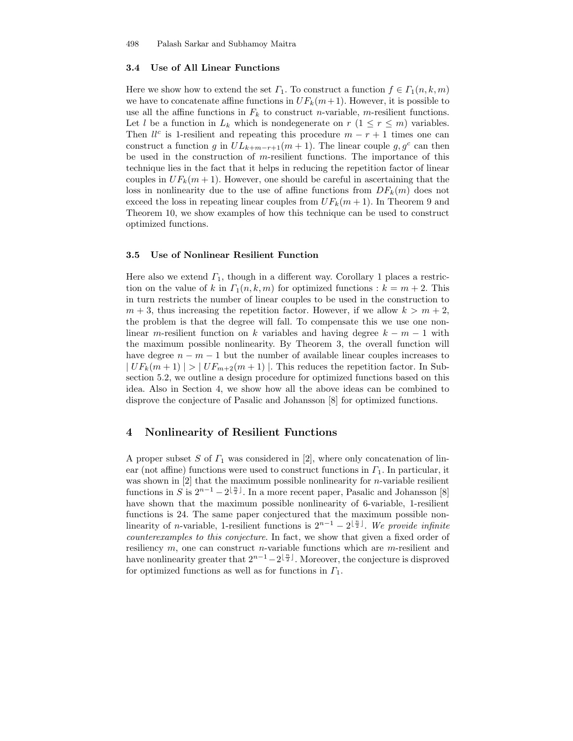### 3.4 Use of All Linear Functions

Here we show how to extend the set $\Gamma_1$. To construct a function $f \in \Gamma_1(n, k, m)$ we have to concatenate affine functions in $UF_k(m+1)$. However, it is possible to use all the affine functions in $F_k$ to construct $n$-variable, $m$-resilient functions. Let $l$ be a function in $L_k$ which is nondegenerate on $r$ ($1 \leq r \leq m$) variables. Then $ll^c$ is 1-resilient and repeating this procedure $m - r + 1$ times one can construct a function $g$ in $UL_{k+m-r+1}(m+1)$. The linear couple $g, g^c$ can then be used in the construction of $m$-resilient functions. The importance of this technique lies in the fact that it helps in reducing the repetition factor of linear couples in $UF_k(m+1)$. However, one should be careful in ascertaining that the loss in nonlinearity due to the use of affine functions from $DF_k(m)$ does not exceed the loss in repeating linear couples from $UF_k(m+1)$. In Theorem 9 and Theorem 10, we show examples of how this technique can be used to construct optimized functions.

### 3.5 Use of Nonlinear Resilient Function

Here also we extend $\Gamma_1$, though in a different way. Corollary 1 places a restriction on the value of $k$ in $\Gamma_1(n, k, m)$ for optimized functions : $k = m + 2$. This in turn restricts the number of linear couples to be used in the construction to $m + 3$, thus increasing the repetition factor. However, if we allow $k > m + 2$, the problem is that the degree will fall. To compensate this we use one nonlinear $m$-resilient function on $k$ variables and having degree $k - m - 1$ with the maximum possible nonlinearity. By Theorem 3, the overall function will have degree $n - m - 1$ but the number of available linear couples increases to $| UF_k(m + 1) | > | UF_{m+2}(m + 1) |$. This reduces the repetition factor. In Subsection 5.2, we outline a design procedure for optimized functions based on this idea. Also in Section 4, we show how all the above ideas can be combined to disprove the conjecture of Pasalic and Johansson [8] for optimized functions.

## 4 Nonlinearity of Resilient Functions

A proper subset $S$ of $\Gamma_1$ was considered in [2], where only concatenation of linear (not affine) functions were used to construct functions in $\Gamma_1$. In particular, it was shown in [2] that the maximum possible nonlinearity for $n$-variable resilient functions in $S$ is $2^{n-1} - 2^{\lfloor \frac{n}{2} \rfloor}$. In a more recent paper, Pasalic and Johansson [8] have shown that the maximum possible nonlinearity of 6-variable, 1-resilient functions is 24. The same paper conjectured that the maximum possible nonlinearity of $n$-variable, 1-resilient functions is $2^{n-1} - 2^{\lfloor \frac{n}{2} \rfloor}$. *We provide infinite counterexamples to this conjecture.* In fact, we show that given a fixed order of resiliency $m$, one can construct $n$-variable functions which are $m$-resilient and have nonlinearity greater that $2^{n-1} - 2^{\lfloor \frac{n}{2} \rfloor}$. Moreover, the conjecture is disproved for optimized functions as well as for functions in $\Gamma_1$.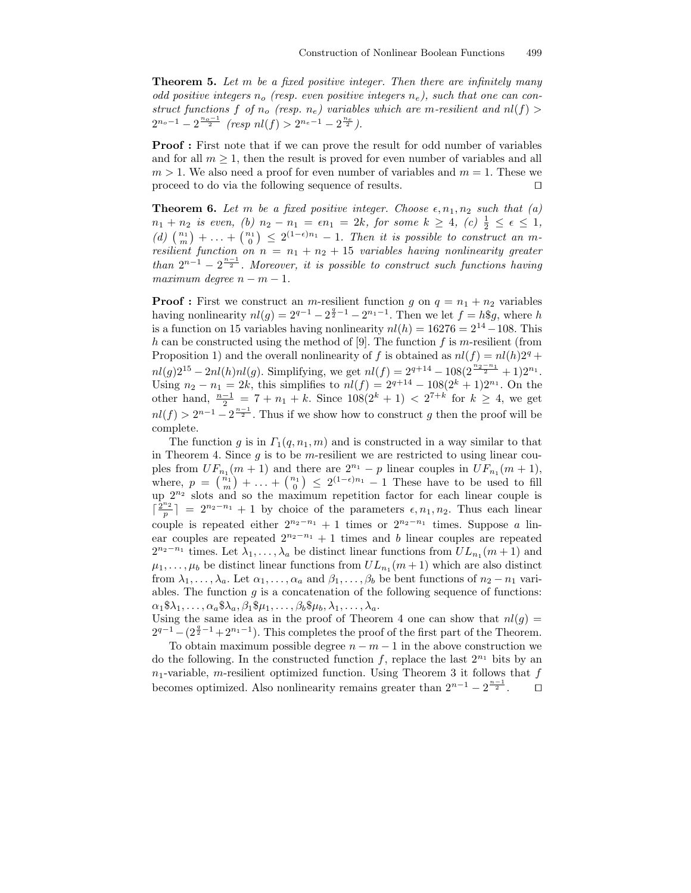**Theorem 5.** *Let $m$ be a fixed positive integer. Then there are infinitely many odd positive integers $n_o$ (resp. even positive integers $n_e$), such that one can construct functions $f$ of $n_o$ (resp. $n_e$) variables which are $m$-resilient and $nl(f) > 2^{n_o-1} - 2^{\frac{n_o-1}{2}}$ (resp $nl(f) > 2^{n_e-1} - 2^{\frac{n_e}{2}}$).*

**Proof :** First note that if we can prove the result for odd number of variables and for all $m \geq 1$, then the result is proved for even number of variables and all $m > 1$. We also need a proof for even number of variables and $m = 1$. These we proceed to do via the following sequence of results. □

**Theorem 6.** *Let $m$ be a fixed positive integer. Choose $\epsilon, n_1, n_2$ such that (a) $n_1 + n_2$ is even, (b) $n_2 - n_1 = \epsilon n_1 = 2k$, for some $k \geq 4$, (c) $\frac{1}{2} \leq \epsilon \leq 1$, (d) $\binom{n_1}{m} + \ldots + \binom{n_1}{0} \leq 2^{(1-\epsilon)n_1} - 1$. Then it is possible to construct an $m$-resilient function on $n = n_1 + n_2 + 15$ variables having nonlinearity greater than $2^{n-1} - 2^{\frac{n-1}{2}}$. Moreover, it is possible to construct such functions having maximum degree $n - m - 1$.*

**Proof :** First we construct an $m$-resilient function $g$ on $q = n_1 + n_2$ variables having nonlinearity $nl(g) = 2^{q-1} - 2^{\frac{q}{2}-1} - 2^{n_1-1}$. Then we let $f = h\$g$, where $h$ is a function on 15 variables having nonlinearity $nl(h) = 16276 = 2^{14} - 108$. This $h$ can be constructed using the method of [9]. The function $f$ is $m$-resilient (from Proposition 1) and the overall nonlinearity of $f$ is obtained as $nl(f) = nl(h)2^q + nl(g)2^{15} - 2nl(h)nl(g)$. Simplifying, we get $nl(f) = 2^{q+14} - 108(2^{\frac{n_2-n_1}{2}} + 1)2^{n_1}$. Using $n_2 - n_1 = 2k$, this simplifies to $nl(f) = 2^{q+14} - 108(2^k + 1)2^{n_1}$. On the other hand, $\frac{n-1}{2} = 7 + n_1 + k$. Since $108(2^k + 1) < 2^{7+k}$ for $k \geq 4$, we get $nl(f) > 2^{n-1} - 2^{\frac{n-1}{2}}$. Thus if we show how to construct $g$ then the proof will be complete.

The function $g$ is in $\Gamma_1(q, n_1, m)$ and is constructed in a way similar to that in Theorem 4. Since $g$ is to be $m$-resilient we are restricted to using linear couples from $UF_{n_1}(m+1)$ and there are $2^{n_1} - p$ linear couples in $UF_{n_1}(m+1)$, where, $p = \binom{n_1}{m} + \ldots + \binom{n_1}{0} \leq 2^{(1-\epsilon)n_1} - 1$ These have to be used to fill up $2^{n_2}$ slots and so the maximum repetition factor for each linear couple is $\lceil \frac{2^{n_2}}{p} \rceil = 2^{n_2-n_1} + 1$ by choice of the parameters $\epsilon, n_1, n_2$. Thus each linear couple is repeated either $2^{n_2-n_1} + 1$ times or $2^{n_2-n_1}$ times. Suppose $a$ linear couples are repeated $2^{n_2-n_1} + 1$ times and $b$ linear couples are repeated $2^{n_2-n_1}$ times. Let $\lambda_1, \ldots, \lambda_a$ be distinct linear functions from $UL_{n_1}(m+1)$ and $\mu_1, \ldots, \mu_b$ be distinct linear functions from $UL_{n_1}(m+1)$ which are also distinct from $\lambda_1, \ldots, \lambda_a$. Let $\alpha_1, \ldots, \alpha_a$ and $\beta_1, \ldots, \beta_b$ be bent functions of $n_2 - n_1$ variables. The function $g$ is a concatenation of the following sequence of functions: $\alpha_1\$\lambda_1, \ldots, \alpha_a\$\lambda_a, \beta_1\$\mu_1, \ldots, \beta_b\$\mu_b, \lambda_1, \ldots, \lambda_a$.
Using the same idea as in the proof of Theorem 4 one can show that $nl(g) = 2^{q-1} - (2^{\frac{q}{2}-1} + 2^{n_1-1})$. This completes the proof of the first part of the Theorem.

To obtain maximum possible degree $n - m - 1$ in the above construction we do the following. In the constructed function $f$, replace the last $2^{n_1}$ bits by an $n_1$-variable, $m$-resilient optimized function. Using Theorem 3 it follows that $f$ becomes optimized. Also nonlinearity remains greater than $2^{n-1} - 2^{\frac{n-1}{2}}$. □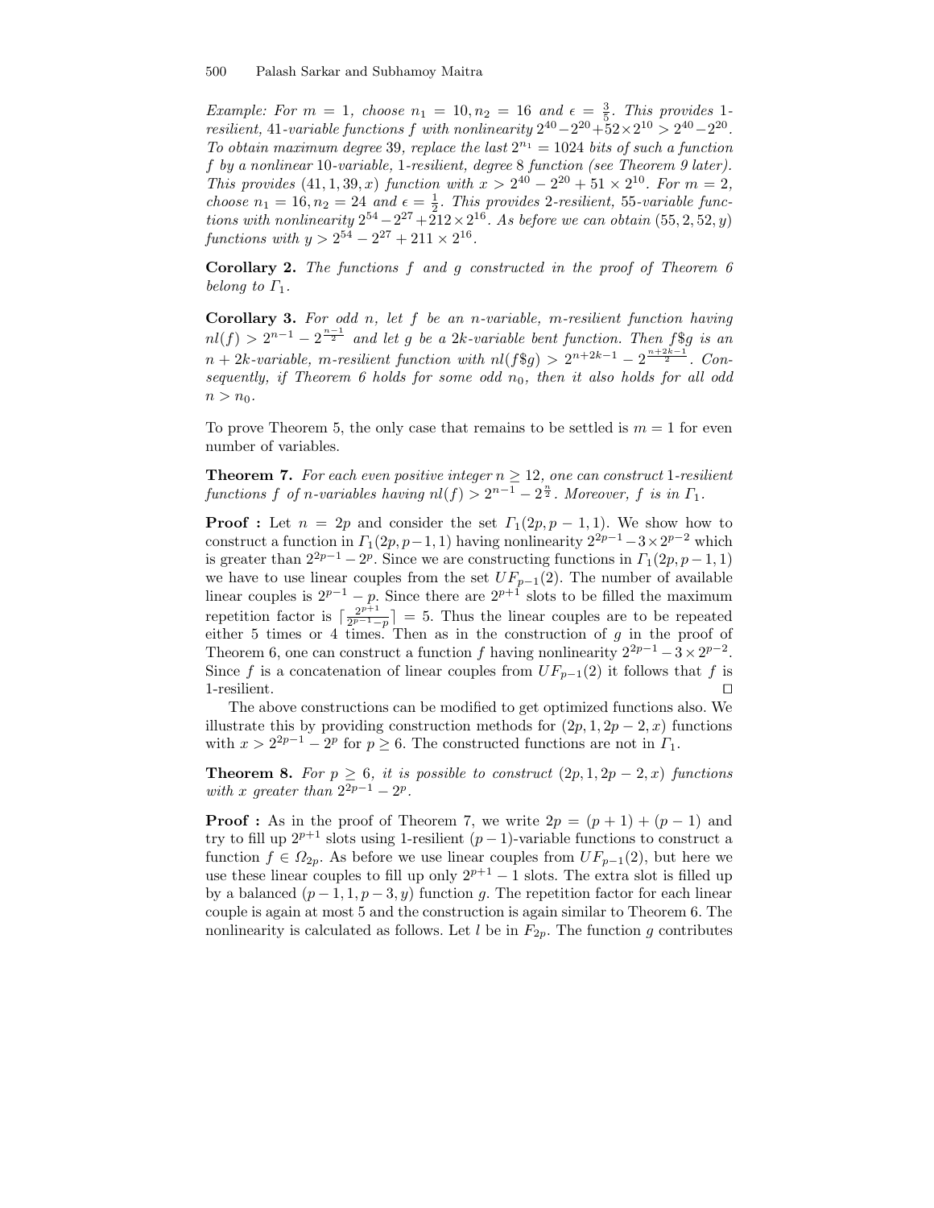*Example: For $m = 1$, choose $n_1 = 10, n_2 = 16$ and $\epsilon = \frac{3}{5}$. This provides 1-resilient, 41-variable functions $f$ with nonlinearity $2^{40} - 2^{20} + 52 \times 2^{10} > 2^{40} - 2^{20}$. To obtain maximum degree 39, replace the last $2^{n_1} = 1024$ bits of such a function $f$ by a nonlinear 10-variable, 1-resilient, degree 8 function (see Theorem 9 later). This provides $(41, 1, 39, x)$ function with $x > 2^{40} - 2^{20} + 51 \times 2^{10}$. For $m = 2$, choose $n_1 = 16, n_2 = 24$ and $\epsilon = \frac{1}{2}$. This provides 2-resilient, 55-variable functions with nonlinearity $2^{54} - 2^{27} + 212 \times 2^{16}$. As before we can obtain $(55, 2, 52, y)$ functions with $y > 2^{54} - 2^{27} + 211 \times 2^{16}$.*

**Corollary 2.** *The functions $f$ and $g$ constructed in the proof of Theorem 6 belong to $\Gamma_1$.*

**Corollary 3.** *For odd $n$, let $f$ be an $n$-variable, $m$-resilient function having $nl(f) > 2^{n-1} - 2^{\frac{n-1}{2}}$ and let $g$ be a $2k$-variable bent function. Then $f\$g$ is an $n + 2k$-variable, $m$-resilient function with $nl(f\$g) > 2^{n+2k-1} - 2^{\frac{n+2k-1}{2}}$. Consequently, if Theorem 6 holds for some odd $n_0$, then it also holds for all odd $n > n_0$.*

To prove Theorem 5, the only case that remains to be settled is $m = 1$ for even number of variables.

**Theorem 7.** *For each even positive integer $n \geq 12$, one can construct 1-resilient functions $f$ of $n$-variables having $nl(f) > 2^{n-1} - 2^{\frac{n}{2}}$. Moreover, $f$ is in $\Gamma_1$.*

**Proof :** Let $n = 2p$ and consider the set $\Gamma_1(2p, p-1, 1)$. We show how to construct a function in $\Gamma_1(2p, p-1, 1)$ having nonlinearity $2^{2p-1} - 3 \times 2^{p-2}$ which is greater than $2^{2p-1} - 2^p$. Since we are constructing functions in $\Gamma_1(2p, p-1, 1)$ we have to use linear couples from the set $UF_{p-1}(2)$. The number of available linear couples is $2^{p-1} - p$. Since there are $2^{p+1}$ slots to be filled the maximum repetition factor is $\lceil \frac{2^{p+1}}{2^{p-1}-p} \rceil = 5$. Thus the linear couples are to be repeated either 5 times or 4 times. Then as in the construction of $g$ in the proof of Theorem 6, one can construct a function $f$ having nonlinearity $2^{2p-1} - 3 \times 2^{p-2}$. Since $f$ is a concatenation of linear couples from $UF_{p-1}(2)$ it follows that $f$ is 1-resilient. $\square$

The above constructions can be modified to get optimized functions also. We illustrate this by providing construction methods for $(2p, 1, 2p-2, x)$ functions with $x > 2^{2p-1} - 2^p$ for $p \geq 6$. The constructed functions are not in $\Gamma_1$.

**Theorem 8.** *For $p \geq 6$, it is possible to construct $(2p, 1, 2p-2, x)$ functions with $x$ greater than $2^{2p-1} - 2^p$.*

**Proof :** As in the proof of Theorem 7, we write $2p = (p+1) + (p-1)$ and try to fill up $2^{p+1}$ slots using 1-resilient $(p-1)$-variable functions to construct a function $f \in \Omega_{2p}$. As before we use linear couples from $UF_{p-1}(2)$, but here we use these linear couples to fill up only $2^{p+1} - 1$ slots. The extra slot is filled up by a balanced $(p-1, 1, p-3, y)$ function $g$. The repetition factor for each linear couple is again at most 5 and the construction is again similar to Theorem 6. The nonlinearity is calculated as follows. Let $l$ be in $F_{2p}$. The function $g$ contributes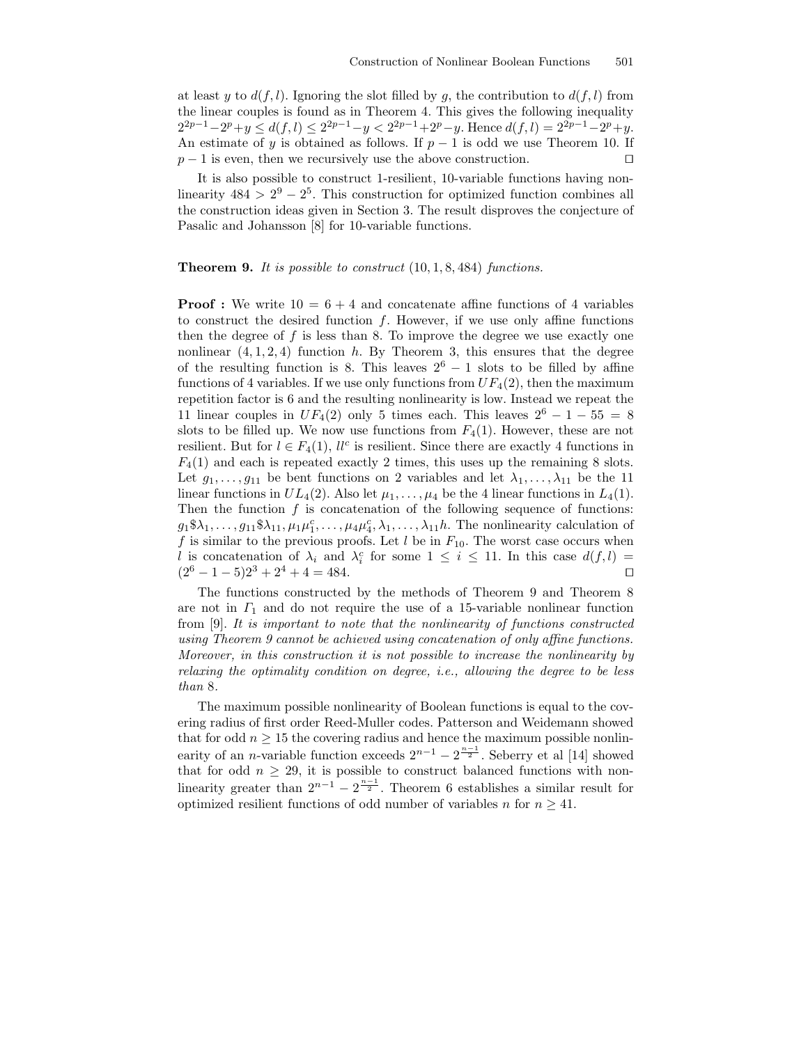at least $y$ to $d(f, l)$. Ignoring the slot filled by $g$, the contribution to $d(f, l)$ from the linear couples is found as in Theorem 4. This gives the following inequality $2^{2p-1} - 2^p + y \leq d(f, l) \leq 2^{2p-1} - y < 2^{2p-1} + 2^p - y$. Hence $d(f, l) = 2^{2p-1} - 2^p + y$. An estimate of $y$ is obtained as follows. If $p - 1$ is odd we use Theorem 10. If $p - 1$ is even, then we recursively use the above construction. □

It is also possible to construct 1-resilient, 10-variable functions having nonlinearity $484 > 2^9 - 2^5$. This construction for optimized function combines all the construction ideas given in Section 3. The result disproves the conjecture of Pasalic and Johansson [8] for 10-variable functions.

**Theorem 9.** *It is possible to construct* $(10, 1, 8, 484)$ *functions.*

**Proof :** We write $10 = 6 + 4$ and concatenate affine functions of 4 variables to construct the desired function $f$. However, if we use only affine functions then the degree of $f$ is less than 8. To improve the degree we use exactly one nonlinear $(4, 1, 2, 4)$ function $h$. By Theorem 3, this ensures that the degree of the resulting function is 8. This leaves $2^6 - 1$ slots to be filled by affine functions of 4 variables. If we use only functions from $UF_4(2)$, then the maximum repetition factor is 6 and the resulting nonlinearity is low. Instead we repeat the 11 linear couples in $UF_4(2)$ only 5 times each. This leaves $2^6 - 1 - 55 = 8$ slots to be filled up. We now use functions from $F_4(1)$. However, these are not resilient. But for $l \in F_4(1)$, $ll^c$ is resilient. Since there are exactly 4 functions in $F_4(1)$ and each is repeated exactly 2 times, this uses up the remaining 8 slots. Let $g_1, \ldots, g_{11}$ be bent functions on 2 variables and let $\lambda_1, \ldots, \lambda_{11}$ be the 11 linear functions in $UL_4(2)$. Also let $\mu_1, \ldots, \mu_4$ be the 4 linear functions in $L_4(1)$. Then the function $f$ is concatenation of the following sequence of functions: $g_1\$\lambda_1, \ldots, g_{11}\$\lambda_{11}, \mu_1\mu_1^c, \ldots, \mu_4\mu_4^c, \lambda_1, \ldots, \lambda_{11}h$. The nonlinearity calculation of $f$ is similar to the previous proofs. Let $l$ be in $F_{10}$. The worst case occurs when $l$ is concatenation of $\lambda_i$ and $\lambda_i^c$ for some $1 \leq i \leq 11$. In this case $d(f, l) = (2^6 - 1 - 5)2^3 + 2^4 + 4 = 484$. □

The functions constructed by the methods of Theorem 9 and Theorem 8 are not in $\Gamma_1$ and do not require the use of a 15-variable nonlinear function from [9]. *It is important to note that the nonlinearity of functions constructed using Theorem 9 cannot be achieved using concatenation of only affine functions. Moreover, in this construction it is not possible to increase the nonlinearity by relaxing the optimality condition on degree, i.e., allowing the degree to be less than* 8.

The maximum possible nonlinearity of Boolean functions is equal to the covering radius of first order Reed-Muller codes. Patterson and Weidemann showed that for odd $n \geq 15$ the covering radius and hence the maximum possible nonlinearity of an $n$-variable function exceeds $2^{n-1} - 2^{\frac{n-1}{2}}$. Seberry et al [14] showed that for odd $n \geq 29$, it is possible to construct balanced functions with nonlinearity greater than $2^{n-1} - 2^{\frac{n-1}{2}}$. Theorem 6 establishes a similar result for optimized resilient functions of odd number of variables $n$ for $n \geq 41$.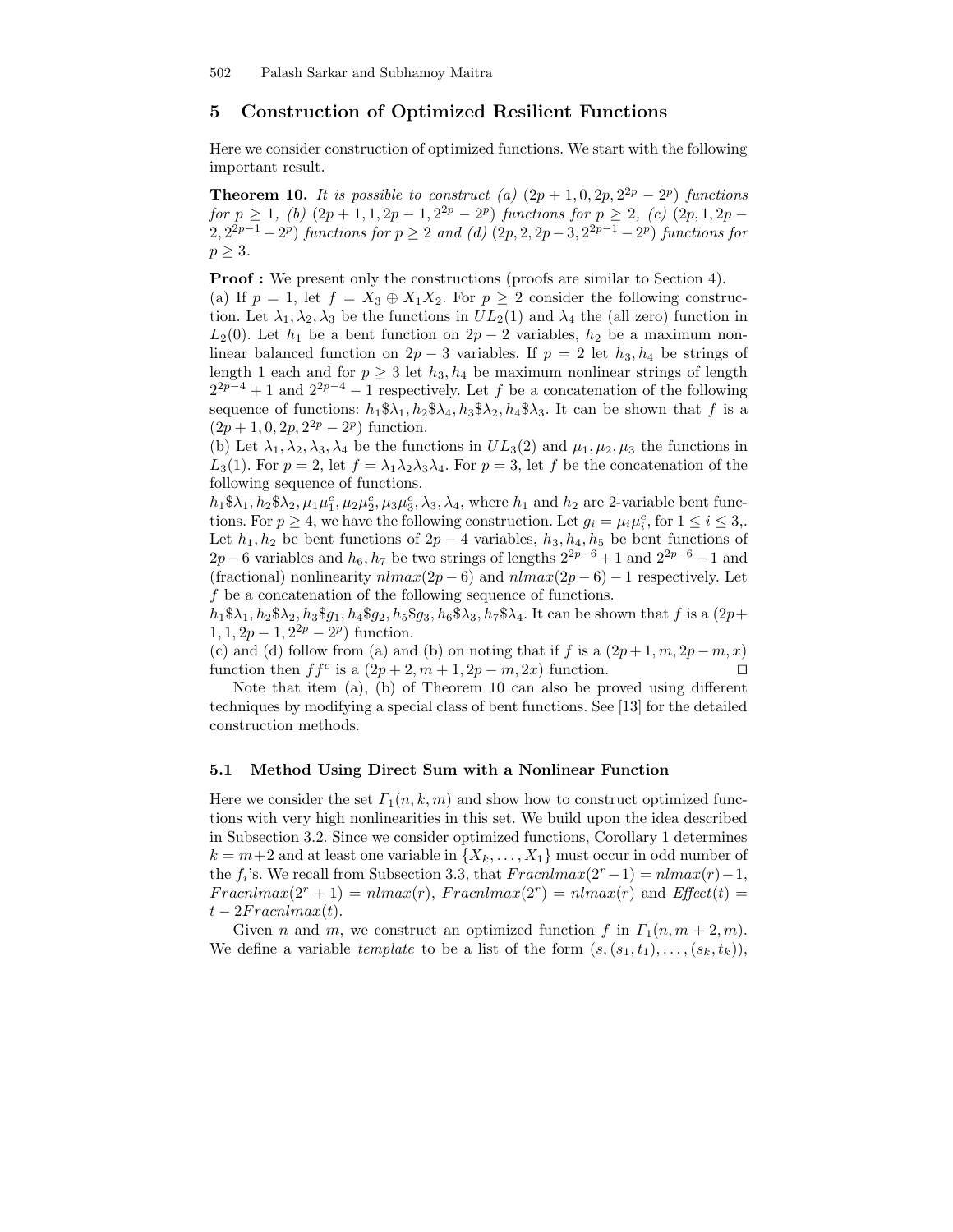## 5 Construction of Optimized Resilient Functions

Here we consider construction of optimized functions. We start with the following important result.

**Theorem 10.** *It is possible to construct (a) $(2p+1, 0, 2p, 2^{2p} - 2^p)$ functions for $p \geq 1$, (b) $(2p+1, 1, 2p-1, 2^{2p} - 2^p)$ functions for $p \geq 2$, (c) $(2p, 1, 2p-2, 2^{2p-1} - 2^p)$ functions for $p \geq 2$ and (d) $(2p, 2, 2p-3, 2^{2p-1} - 2^p)$ functions for $p \geq 3$.*

**Proof :** We present only the constructions (proofs are similar to Section 4).
(a) If $p = 1$, let $f = X_3 \oplus X_1 X_2$. For $p \geq 2$ consider the following construction. Let $\lambda_1, \lambda_2, \lambda_3$ be the functions in $UL_2(1)$ and $\lambda_4$ the (all zero) function in $L_2(0)$. Let $h_1$ be a bent function on $2p-2$ variables, $h_2$ be a maximum nonlinear balanced function on $2p-3$ variables. If $p = 2$ let $h_3, h_4$ be strings of length 1 each and for $p \geq 3$ let $h_3, h_4$ be maximum nonlinear strings of length $2^{2p-4}+1$ and $2^{2p-4}-1$ respectively. Let $f$ be a concatenation of the following sequence of functions: $h_1\$\lambda_1, h_2\$\lambda_4, h_3\$\lambda_2, h_4\$\lambda_3$. It can be shown that $f$ is a $(2p+1, 0, 2p, 2^{2p} - 2^p)$ function.
(b) Let $\lambda_1, \lambda_2, \lambda_3, \lambda_4$ be the functions in $UL_3(2)$ and $\mu_1, \mu_2, \mu_3$ the functions in $L_3(1)$. For $p = 2$, let $f = \lambda_1\lambda_2\lambda_3\lambda_4$. For $p = 3$, let $f$ be the concatenation of the following sequence of functions.
$h_1\$\lambda_1, h_2\$\lambda_2, \mu_1\mu_1^c, \mu_2\mu_2^c, \mu_3\mu_3^c, \lambda_3, \lambda_4$, where $h_1$ and $h_2$ are 2-variable bent functions. For $p \geq 4$, we have the following construction. Let $g_i = \mu_i\mu_i^c$, for $1 \leq i \leq 3$,. Let $h_1, h_2$ be bent functions of $2p-4$ variables, $h_3, h_4, h_5$ be bent functions of $2p-6$ variables and $h_6, h_7$ be two strings of lengths $2^{2p-6}+1$ and $2^{2p-6}-1$ and (fractional) nonlinearity $nlmax(2p-6)$ and $nlmax(2p-6)-1$ respectively. Let $f$ be a concatenation of the following sequence of functions.
$h_1\$\lambda_1, h_2\$\lambda_2, h_3\$g_1, h_4\$g_2, h_5\$g_3, h_6\$\lambda_3, h_7\$\lambda_4$. It can be shown that $f$ is a $(2p+1, 1, 2p-1, 2^{2p} - 2^p)$ function.
(c) and (d) follow from (a) and (b) on noting that if $f$ is a $(2p+1, m, 2p-m, x)$ function then $ff^c$ is a $(2p+2, m+1, 2p-m, 2x)$ function. □

Note that item (a), (b) of Theorem 10 can also be proved using different techniques by modifying a special class of bent functions. See [13] for the detailed construction methods.

### 5.1 Method Using Direct Sum with a Nonlinear Function

Here we consider the set $\Gamma_1(n, k, m)$ and show how to construct optimized functions with very high nonlinearities in this set. We build upon the idea described in Subsection 3.2. Since we consider optimized functions, Corollary 1 determines $k = m+2$ and at least one variable in $\{X_k, \ldots, X_1\}$ must occur in odd number of the $f_i$'s. We recall from Subsection 3.3, that $Fracnlmax(2^r - 1) = nlmax(r) - 1$, $Fracnlmax(2^r + 1) = nlmax(r)$, $Fracnlmax(2^r) = nlmax(r)$ and $Effect(t) = t - 2Fracnlmax(t)$.

Given $n$ and $m$, we construct an optimized function $f$ in $\Gamma_1(n, m+2, m)$. We define a variable *template* to be a list of the form $(s, (s_1, t_1), \ldots, (s_k, t_k))$,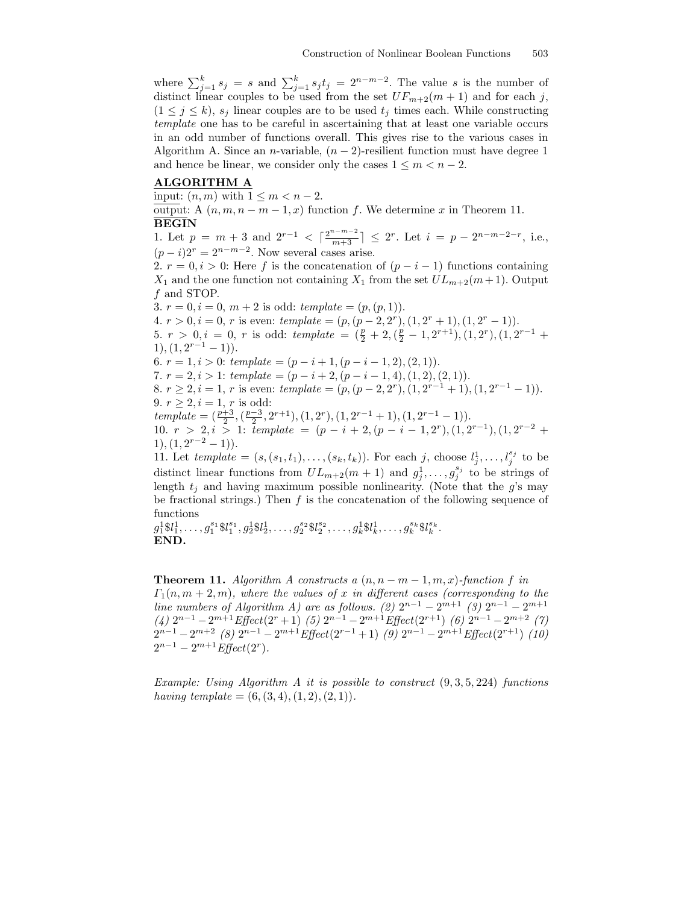where $\sum_{j=1}^{k} s_j = s$ and $\sum_{j=1}^{k} s_j t_j = 2^{n-m-2}$. The value $s$ is the number of distinct linear couples to be used from the set $UF_{m+2}(m+1)$ and for each $j$, $(1 \leq j \leq k)$, $s_j$ linear couples are to be used $t_j$ times each. While constructing *template* one has to be careful in ascertaining that at least one variable occurs in an odd number of functions overall. This gives rise to the various cases in Algorithm A. Since an $n$-variable, $(n-2)$-resilient function must have degree 1 and hence be linear, we consider only the cases $1 \leq m < n-2$.

**ALGORITHM A**

input: $(n, m)$ with $1 \leq m < n-2$.

output: A $(n, m, n-m-1, x)$ function $f$. We determine $x$ in Theorem 11.

**BEGIN**

1. Let $p = m+3$ and $2^{r-1} < \lceil \frac{2^{n-m-2}}{m+3} \rceil \leq 2^r$. Let $i = p - 2^{n-m-2-r}$, i.e., $(p-i)2^r = 2^{n-m-2}$. Now several cases arise.
2. $r = 0, i > 0$: Here $f$ is the concatenation of $(p-i-1)$ functions containing $X_1$ and the one function not containing $X_1$ from the set $UL_{m+2}(m+1)$. Output $f$ and STOP.
3. $r = 0, i = 0$, $m+2$ is odd: *template* $= (p, (p, 1))$.
4. $r > 0, i = 0$, $r$ is even: *template* $= (p, (p-2, 2^r), (1, 2^r+1), (1, 2^r-1))$.
5. $r > 0, i = 0$, $r$ is odd: *template* $= (\frac{p}{2}+2, (\frac{p}{2}-1, 2^{r+1}), (1, 2^r), (1, 2^{r-1}+1), (1, 2^{r-1}-1))$.
6. $r = 1, i > 0$: *template* $= (p-i+1, (p-i-1, 2), (2, 1))$.
7. $r = 2, i > 1$: *template* $= (p-i+2, (p-i-1, 4), (1, 2), (2, 1))$.
8. $r \geq 2, i = 1$, $r$ is even: *template* $= (p, (p-2, 2^r), (1, 2^{r-1}+1), (1, 2^{r-1}-1))$.
9. $r \geq 2, i = 1$, $r$ is odd: *template* $= (\frac{p+3}{2}, (\frac{p-3}{2}, 2^{r+1}), (1, 2^r), (1, 2^{r-1}+1), (1, 2^{r-1}-1))$.
10. $r > 2, i > 1$: *template* $= (p-i+2, (p-i-1, 2^r), (1, 2^{r-1}), (1, 2^{r-2}+1), (1, 2^{r-2}-1))$.
11. Let *template* $= (s, (s_1, t_1), \ldots, (s_k, t_k))$. For each $j$, choose $l_j^1, \ldots, l_j^{s_j}$ to be distinct linear functions from $UL_{m+2}(m+1)$ and $g_j^1, \ldots, g_j^{s_j}$ to be strings of length $t_j$ and having maximum possible nonlinearity. (Note that the $g$'s may be fractional strings.) Then $f$ is the concatenation of the following sequence of functions
$g_1^1\$l_1^1, \ldots, g_1^{s_1}\$l_1^{s_1}, g_2^1\$l_2^1, \ldots, g_2^{s_2}\$l_2^{s_2}, \ldots, g_k^1\$l_k^1, \ldots, g_k^{s_k}\$l_k^{s_k}$.

**END.**

**Theorem 11.** *Algorithm A constructs a $(n, n-m-1, m, x)$-function $f$ in $\Gamma_1(n, m+2, m)$, where the values of $x$ in different cases (corresponding to the line numbers of Algorithm A) are as follows. (2) $2^{n-1} - 2^{m+1}$ (3) $2^{n-1} - 2^{m+1}$ (4) $2^{n-1} - 2^{m+1}$Effect$(2^r+1)$ (5) $2^{n-1} - 2^{m+1}$Effect$(2^{r+1})$ (6) $2^{n-1} - 2^{m+2}$ (7) $2^{n-1} - 2^{m+2}$ (8) $2^{n-1} - 2^{m+1}$Effect$(2^{r-1}+1)$ (9) $2^{n-1} - 2^{m+1}$Effect$(2^{r+1})$ (10) $2^{n-1} - 2^{m+1}$Effect$(2^r)$.*

*Example: Using Algorithm A it is possible to construct $(9, 3, 5, 224)$ functions having template $= (6, (3, 4), (1, 2), (2, 1))$.*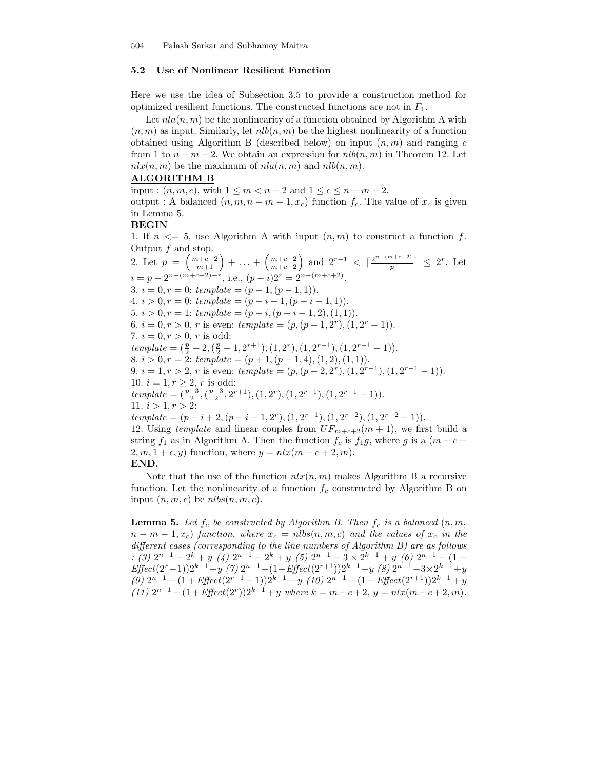### 5.2 Use of Nonlinear Resilient Function

Here we use the idea of Subsection 3.5 to provide a construction method for optimized resilient functions. The constructed functions are not in $\Gamma_1$.

Let $nla(n, m)$ be the nonlinearity of a function obtained by Algorithm A with $(n, m)$ as input. Similarly, let $nlb(n, m)$ be the highest nonlinearity of a function obtained using Algorithm B (described below) on input $(n, m)$ and ranging $c$ from 1 to $n - m - 2$. We obtain an expression for $nlb(n, m)$ in Theorem 12. Let $nlx(n, m)$ be the maximum of $nla(n, m)$ and $nlb(n, m)$.

**ALGORITHM B**

input : $(n, m, c)$, with $1 \leq m < n - 2$ and $1 \leq c \leq n - m - 2$.
output : A balanced $(n, m, n - m - 1, x_c)$ function $f_c$. The value of $x_c$ is given in Lemma 5.

**BEGIN**

1. If $n <= 5$, use Algorithm A with input $(n, m)$ to construct a function $f$. Output $f$ and stop.
2. Let $p = \binom{m+c+2}{m+1} + \ldots + \binom{m+c+2}{m+c+2}$ and $2^{r-1} < \lceil \frac{2^{n-(m+c+2)}}{p} \rceil \leq 2^r$. Let $i = p - 2^{n-(m+c+2)-r}$, i.e., $(p - i)2^r = 2^{n-(m+c+2)}$.
3. $i = 0, r = 0$: *template* $= (p - 1, (p - 1, 1))$.
4. $i > 0, r = 0$: *template* $= (p - i - 1, (p - i - 1, 1))$.
5. $i > 0, r = 1$: *template* $= (p - i, (p - i - 1, 2), (1, 1))$.
6. $i = 0, r > 0$, $r$ is even: *template* $= (p, (p - 1, 2^r), (1, 2^r - 1))$.
7. $i = 0, r > 0$, $r$ is odd:
*template* $= (\frac{p}{2} + 2, (\frac{p}{2} - 1, 2^{r+1}), (1, 2^r), (1, 2^{r-1}), (1, 2^{r-1} - 1))$.
8. $i > 0, r = 2$: *template* $= (p + 1, (p - 1, 4), (1, 2), (1, 1))$.
9. $i = 1, r > 2$, $r$ is even: *template* $= (p, (p - 2, 2^r), (1, 2^{r-1}), (1, 2^{r-1} - 1))$.
10. $i = 1, r \geq 2$, $r$ is odd:
*template* $= (\frac{p+3}{2}, (\frac{p-3}{2}, 2^{r+1}), (1, 2^r), (1, 2^{r-1}), (1, 2^{r-1} - 1))$.
11. $i > 1, r > 2$:
*template* $= (p - i + 2, (p - i - 1, 2^r), (1, 2^{r-1}), (1, 2^{r-2}), (1, 2^{r-2} - 1))$.
12. Using *template* and linear couples from $UF_{m+c+2}(m + 1)$, we first build a string $f_1$ as in Algorithm A. Then the function $f_c$ is $f_1 g$, where $g$ is a $(m + c + 2, m, 1 + c, y)$ function, where $y = nlx(m + c + 2, m)$.

**END.**

Note that the use of the function $nlx(n, m)$ makes Algorithm B a recursive function. Let the nonlinearity of a function $f_c$ constructed by Algorithm B on input $(n, m, c)$ be $nlbs(n, m, c)$.

**Lemma 5.** *Let $f_c$ be constructed by Algorithm B. Then $f_c$ is a balanced $(n, m, n - m - 1, x_c)$ function, where $x_c = nlbs(n, m, c)$ and the values of $x_c$ in the different cases (corresponding to the line numbers of Algorithm B) are as follows : (3) $2^{n-1} - 2^k + y$ (4) $2^{n-1} - 2^k + y$ (5) $2^{n-1} - 3 \times 2^{k-1} + y$ (6) $2^{n-1} - (1 + Effect(2^r - 1))2^{k-1} + y$ (7) $2^{n-1} - (1 + Effect(2^{r+1}))2^{k-1} + y$ (8) $2^{n-1} - 3 \times 2^{k-1} + y$ (9) $2^{n-1} - (1 + Effect(2^{r-1} - 1))2^{k-1} + y$ (10) $2^{n-1} - (1 + Effect(2^{r+1}))2^{k-1} + y$ (11) $2^{n-1} - (1 + Effect(2^r))2^{k-1} + y$ where $k = m + c + 2$, $y = nlx(m + c + 2, m)$.*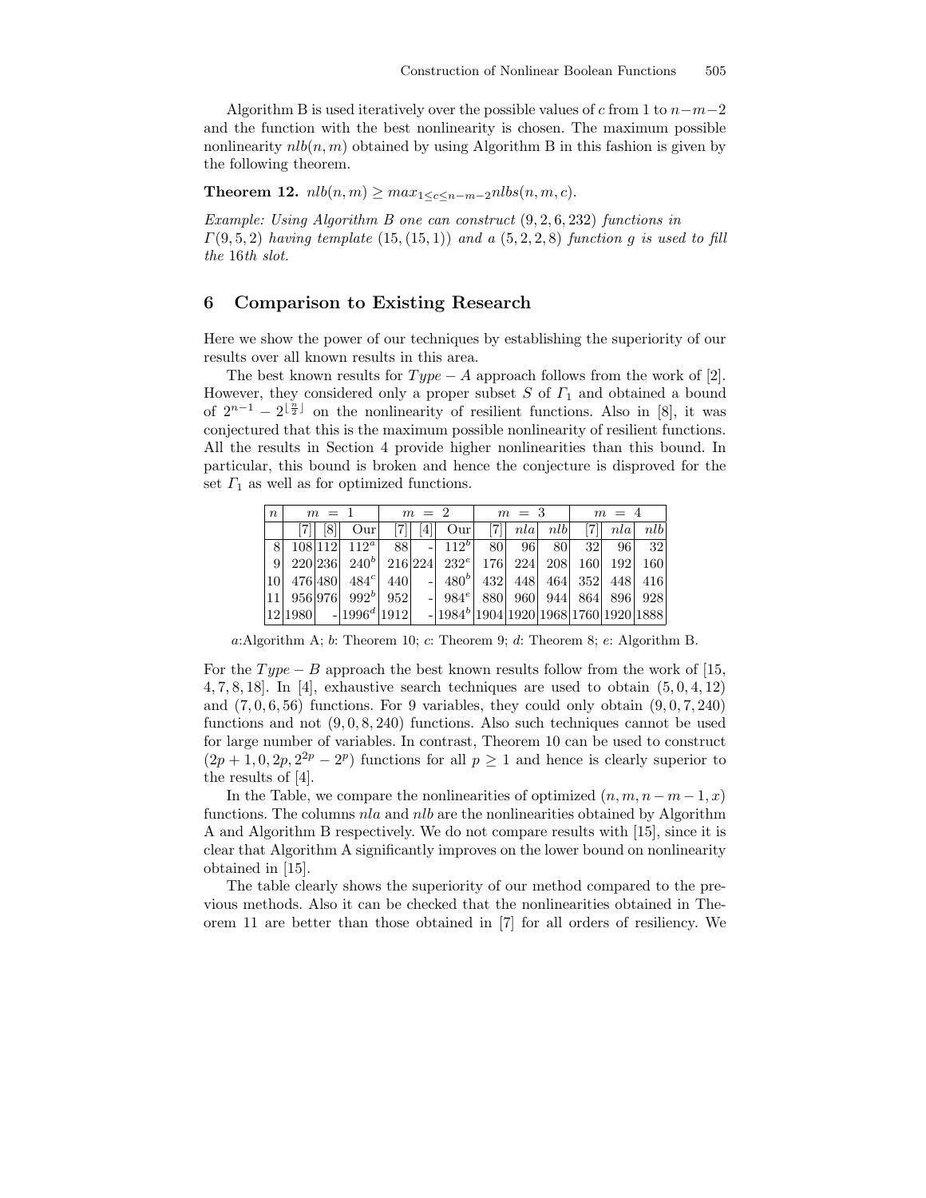Algorithm B is used iteratively over the possible values of $c$ from 1 to $n-m-2$ and the function with the best nonlinearity is chosen. The maximum possible nonlinearity $nlb(n, m)$ obtained by using Algorithm B in this fashion is given by the following theorem.

**Theorem 12.** $nlb(n, m) \geq max_{1 \leq c \leq n-m-2} nlbs(n, m, c)$.

*Example: Using Algorithm B one can construct $(9, 2, 6, 232)$ functions in $\Gamma(9, 5, 2)$ having template $(15, (15, 1))$ and a $(5, 2, 2, 8)$ function $g$ is used to fill the 16th slot.*

## 6 Comparison to Existing Research

Here we show the power of our techniques by establishing the superiority of our results over all known results in this area.

The best known results for $Type-A$ approach follows from the work of [2]. However, they considered only a proper subset $S$ of $\Gamma_1$ and obtained a bound of $2^{n-1} - 2^{\lfloor \frac{n}{2} \rfloor}$ on the nonlinearity of resilient functions. Also in [8], it was conjectured that this is the maximum possible nonlinearity of resilient functions. All the results in Section 4 provide higher nonlinearities than this bound. In particular, this bound is broken and hence the conjecture is disproved for the set $\Gamma_1$ as well as for optimized functions.

| $n$ | $m = 1$ | | | $m = 2$ | | | $m = 3$ | | | $m = 4$ | | |
|---|---|---|---|---|---|---|---|---|---|---|---|---|
| | [7] | [8] | Our | [7] | [4] | Our | [7] | $nla$ | $nlb$ | [7] | $nla$ | $nlb$ |
| 8 | 108 | 112 | $112^a$ | 88 | - | $112^b$ | 80 | 96 | 80 | 32 | 96 | 32 |
| 9 | 220 | 236 | $240^b$ | 216 | 224 | $232^e$ | 176 | 224 | 208 | 160 | 192 | 160 |
| 10 | 476 | 480 | $484^c$ | 440 | - | $480^b$ | 432 | 448 | 464 | 352 | 448 | 416 |
| 11 | 956 | 976 | $992^b$ | 952 | - | $984^e$ | 880 | 960 | 944 | 864 | 896 | 928 |
| 12 | 1980 | - | $1996^d$ | 1912 | - | $1984^b$ | 1904 | 1920 | 1968 | 1760 | 1920 | 1888 |

$a$:Algorithm A; $b$: Theorem 10; $c$: Theorem 9; $d$: Theorem 8; $e$: Algorithm B.

For the $Type-B$ approach the best known results follow from the work of [15, 4, 7, 8, 18]. In [4], exhaustive search techniques are used to obtain $(5, 0, 4, 12)$ and $(7, 0, 6, 56)$ functions. For 9 variables, they could only obtain $(9, 0, 7, 240)$ functions and not $(9, 0, 8, 240)$ functions. Also such techniques cannot be used for large number of variables. In contrast, Theorem 10 can be used to construct $(2p+1, 0, 2p, 2^{2p} - 2^p)$ functions for all $p \geq 1$ and hence is clearly superior to the results of [4].

In the Table, we compare the nonlinearities of optimized $(n, m, n-m-1, x)$ functions. The columns $nla$ and $nlb$ are the nonlinearities obtained by Algorithm A and Algorithm B respectively. We do not compare results with [15], since it is clear that Algorithm A significantly improves on the lower bound on nonlinearity obtained in [15].

The table clearly shows the superiority of our method compared to the previous methods. Also it can be checked that the nonlinearities obtained in Theorem 11 are better than those obtained in [7] for all orders of resiliency. We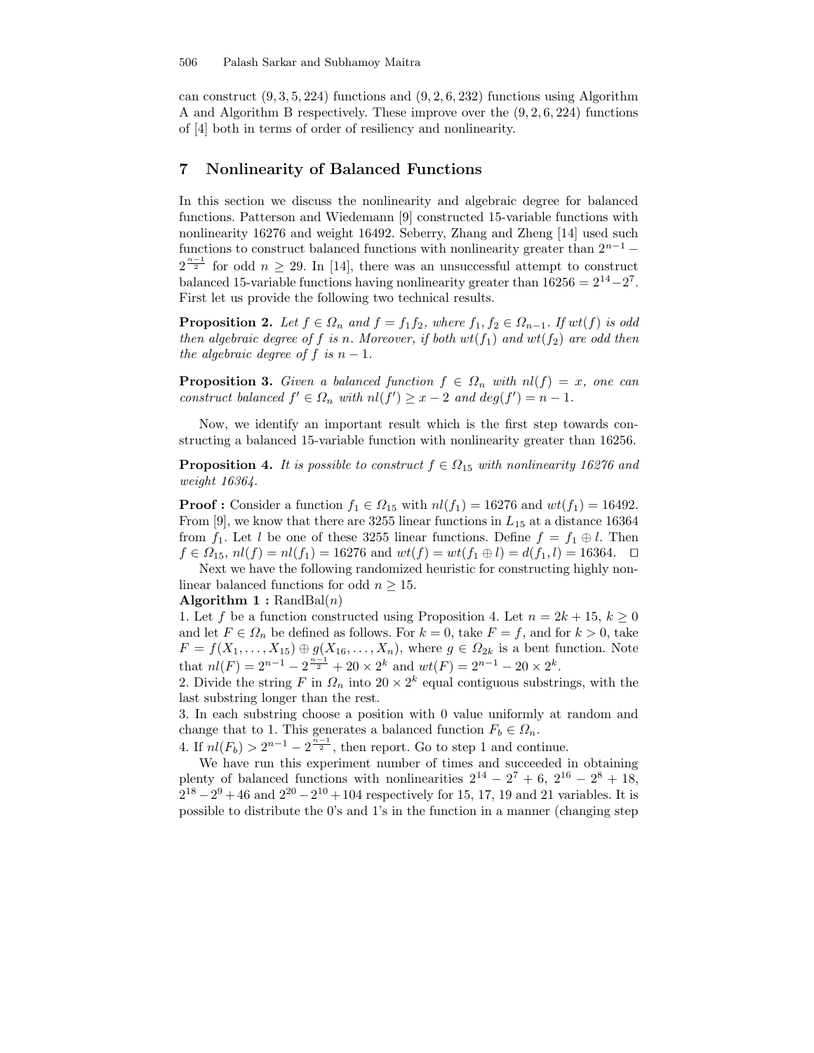can construct $(9, 3, 5, 224)$ functions and $(9, 2, 6, 232)$ functions using Algorithm A and Algorithm B respectively. These improve over the $(9, 2, 6, 224)$ functions of [4] both in terms of order of resiliency and nonlinearity.

## 7 Nonlinearity of Balanced Functions

In this section we discuss the nonlinearity and algebraic degree for balanced functions. Patterson and Wiedemann [9] constructed 15-variable functions with nonlinearity 16276 and weight 16492. Seberry, Zhang and Zheng [14] used such functions to construct balanced functions with nonlinearity greater than $2^{n-1} - 2^{\frac{n-1}{2}}$ for odd $n \geq 29$. In [14], there was an unsuccessful attempt to construct balanced 15-variable functions having nonlinearity greater than $16256 = 2^{14} - 2^7$. First let us provide the following two technical results.

**Proposition 2.** *Let $f \in \Omega_n$ and $f = f_1 f_2$, where $f_1, f_2 \in \Omega_{n-1}$. If $wt(f)$ is odd then algebraic degree of $f$ is $n$. Moreover, if both $wt(f_1)$ and $wt(f_2)$ are odd then the algebraic degree of $f$ is $n-1$.*

**Proposition 3.** *Given a balanced function $f \in \Omega_n$ with $nl(f) = x$, one can construct balanced $f' \in \Omega_n$ with $nl(f') \geq x - 2$ and $deg(f') = n - 1$.*

Now, we identify an important result which is the first step towards constructing a balanced 15-variable function with nonlinearity greater than 16256.

**Proposition 4.** *It is possible to construct $f \in \Omega_{15}$ with nonlinearity 16276 and weight 16364.*

**Proof :** Consider a function $f_1 \in \Omega_{15}$ with $nl(f_1) = 16276$ and $wt(f_1) = 16492$. From [9], we know that there are 3255 linear functions in $L_{15}$ at a distance 16364 from $f_1$. Let $l$ be one of these 3255 linear functions. Define $f = f_1 \oplus l$. Then $f \in \Omega_{15}$, $nl(f) = nl(f_1) = 16276$ and $wt(f) = wt(f_1 \oplus l) = d(f_1, l) = 16364$. □

Next we have the following randomized heuristic for constructing highly nonlinear balanced functions for odd $n \geq 15$.

**Algorithm 1 :** RandBal($n$)

1. Let $f$ be a function constructed using Proposition 4. Let $n = 2k + 15$, $k \geq 0$ and let $F \in \Omega_n$ be defined as follows. For $k = 0$, take $F = f$, and for $k > 0$, take $F = f(X_1, \ldots, X_{15}) \oplus g(X_{16}, \ldots, X_n)$, where $g \in \Omega_{2k}$ is a bent function. Note that $nl(F) = 2^{n-1} - 2^{\frac{n-1}{2}} + 20 \times 2^k$ and $wt(F) = 2^{n-1} - 20 \times 2^k$.
2. Divide the string $F$ in $\Omega_n$ into $20 \times 2^k$ equal contiguous substrings, with the last substring longer than the rest.
3. In each substring choose a position with 0 value uniformly at random and change that to 1. This generates a balanced function $F_b \in \Omega_n$.
4. If $nl(F_b) > 2^{n-1} - 2^{\frac{n-1}{2}}$, then report. Go to step 1 and continue.

We have run this experiment number of times and succeeded in obtaining plenty of balanced functions with nonlinearities $2^{14} - 2^7 + 6$, $2^{16} - 2^8 + 18$, $2^{18} - 2^9 + 46$ and $2^{20} - 2^{10} + 104$ respectively for 15, 17, 19 and 21 variables. It is possible to distribute the 0's and 1's in the function in a manner (changing step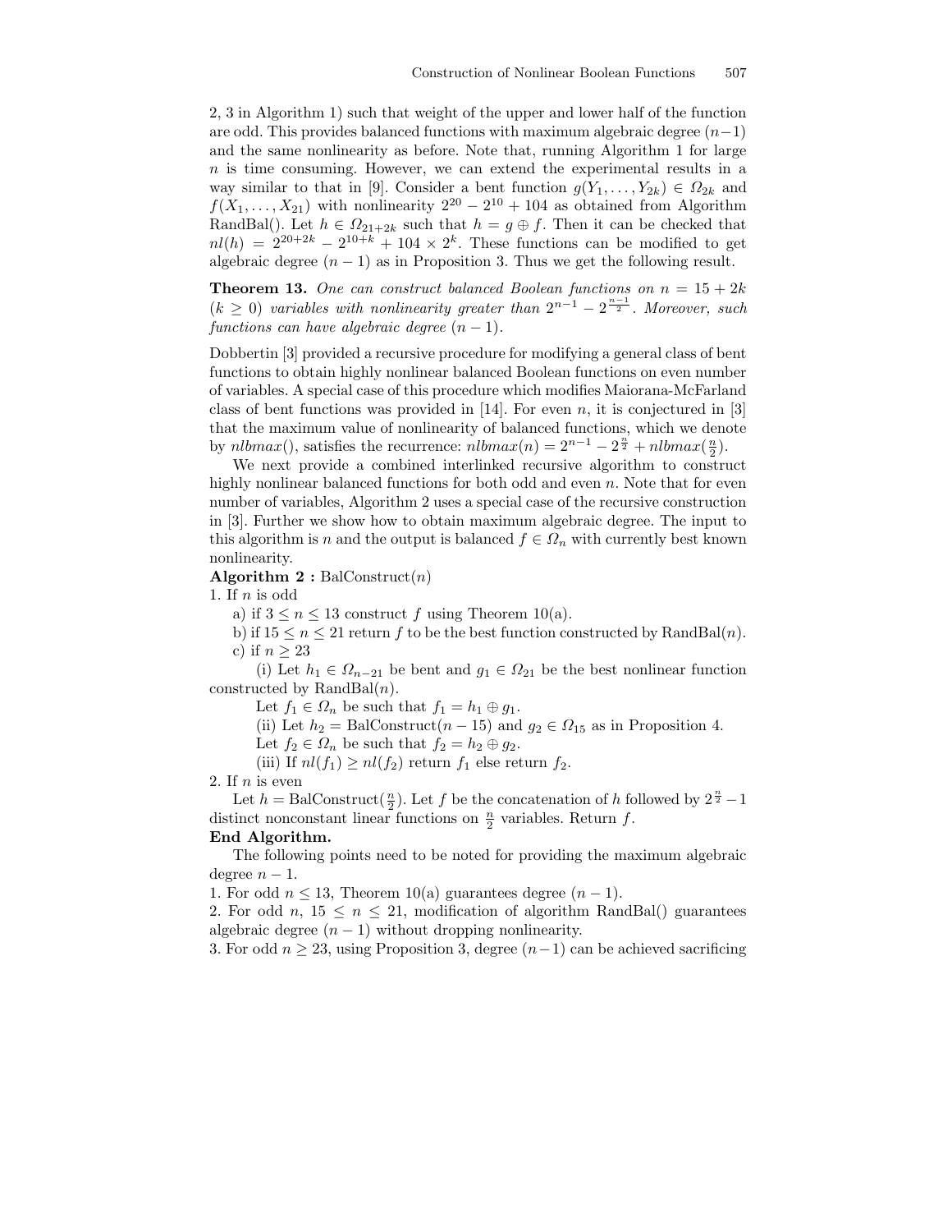2, 3 in Algorithm 1) such that weight of the upper and lower half of the function are odd. This provides balanced functions with maximum algebraic degree $(n-1)$ and the same nonlinearity as before. Note that, running Algorithm 1 for large $n$ is time consuming. However, we can extend the experimental results in a way similar to that in [9]. Consider a bent function $g(Y_1, \ldots, Y_{2k}) \in \Omega_{2k}$ and $f(X_1, \ldots, X_{21})$ with nonlinearity $2^{20} - 2^{10} + 104$ as obtained from Algorithm RandBal(). Let $h \in \Omega_{21+2k}$ such that $h = g \oplus f$. Then it can be checked that $nl(h) = 2^{20+2k} - 2^{10+k} + 104 \times 2^k$. These functions can be modified to get algebraic degree $(n-1)$ as in Proposition 3. Thus we get the following result.

**Theorem 13.** *One can construct balanced Boolean functions on $n = 15 + 2k$ ($k \geq 0$) variables with nonlinearity greater than $2^{n-1} - 2^{\frac{n-1}{2}}$. Moreover, such functions can have algebraic degree $(n-1)$.*

Dobbertin [3] provided a recursive procedure for modifying a general class of bent functions to obtain highly nonlinear balanced Boolean functions on even number of variables. A special case of this procedure which modifies Maiorana-McFarland class of bent functions was provided in [14]. For even $n$, it is conjectured in [3] that the maximum value of nonlinearity of balanced functions, which we denote by $nlbmax()$, satisfies the recurrence: $nlbmax(n) = 2^{n-1} - 2^{\frac{n}{2}} + nlbmax(\frac{n}{2})$.

We next provide a combined interlinked recursive algorithm to construct highly nonlinear balanced functions for both odd and even $n$. Note that for even number of variables, Algorithm 2 uses a special case of the recursive construction in [3]. Further we show how to obtain maximum algebraic degree. The input to this algorithm is $n$ and the output is balanced $f \in \Omega_n$ with currently best known nonlinearity.

**Algorithm 2 :** BalConstruct($n$)

1. If $n$ is odd
   a) if $3 \leq n \leq 13$ construct $f$ using Theorem 10(a).
   b) if $15 \leq n \leq 21$ return $f$ to be the best function constructed by RandBal($n$).
   c) if $n \geq 23$
      (i) Let $h_1 \in \Omega_{n-21}$ be bent and $g_1 \in \Omega_{21}$ be the best nonlinear function constructed by RandBal($n$).
      Let $f_1 \in \Omega_n$ be such that $f_1 = h_1 \oplus g_1$.
      (ii) Let $h_2 =$ BalConstruct($n - 15$) and $g_2 \in \Omega_{15}$ as in Proposition 4.
      Let $f_2 \in \Omega_n$ be such that $f_2 = h_2 \oplus g_2$.
      (iii) If $nl(f_1) \geq nl(f_2)$ return $f_1$ else return $f_2$.
2. If $n$ is even
   Let $h =$ BalConstruct($\frac{n}{2}$). Let $f$ be the concatenation of $h$ followed by $2^{\frac{n}{2}} - 1$ distinct nonconstant linear functions on $\frac{n}{2}$ variables. Return $f$.

**End Algorithm.**

The following points need to be noted for providing the maximum algebraic degree $n - 1$.

1. For odd $n \leq 13$, Theorem 10(a) guarantees degree $(n-1)$.
2. For odd $n$, $15 \leq n \leq 21$, modification of algorithm RandBal() guarantees algebraic degree $(n-1)$ without dropping nonlinearity.
3. For odd $n \geq 23$, using Proposition 3, degree $(n-1)$ can be achieved sacrificing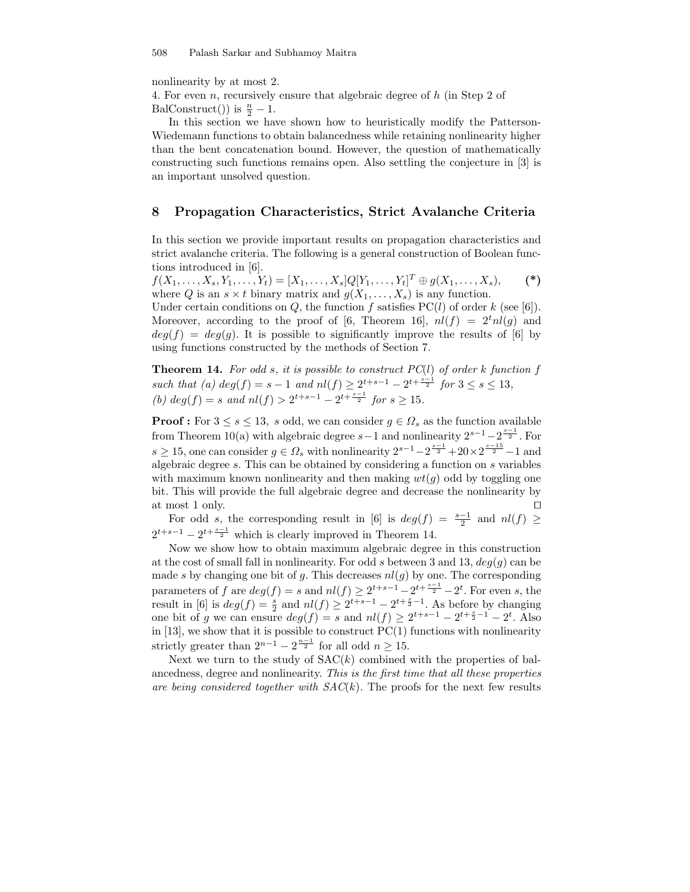nonlinearity by at most 2.
4. For even $n$, recursively ensure that algebraic degree of $h$ (in Step 2 of BalConstruct()) is $\frac{n}{2} - 1$.

In this section we have shown how to heuristically modify the Patterson-Wiedemann functions to obtain balancedness while retaining nonlinearity higher than the bent concatenation bound. However, the question of mathematically constructing such functions remains open. Also settling the conjecture in [3] is an important unsolved question.

## 8 Propagation Characteristics, Strict Avalanche Criteria

In this section we provide important results on propagation characteristics and strict avalanche criteria. The following is a general construction of Boolean functions introduced in [6].

$$f(X_1, \ldots, X_s, Y_1, \ldots, Y_t) = [X_1, \ldots, X_s]Q[Y_1, \ldots, Y_t]^T \oplus g(X_1, \ldots, X_s), \qquad \textbf{(*)}$$

where $Q$ is an $s \times t$ binary matrix and $g(X_1, \ldots, X_s)$ is any function.
Under certain conditions on $Q$, the function $f$ satisfies PC($l$) of order $k$ (see [6]). Moreover, according to the proof of [6, Theorem 16], $nl(f) = 2^t nl(g)$ and $deg(f) = deg(g)$. It is possible to significantly improve the results of [6] by using functions constructed by the methods of Section 7.

**Theorem 14.** *For odd $s$, it is possible to construct PC($l$) of order $k$ function $f$ such that (a) $deg(f) = s - 1$ and $nl(f) \geq 2^{t+s-1} - 2^{t+\frac{s-1}{2}}$ for $3 \leq s \leq 13$, (b) $deg(f) = s$ and $nl(f) > 2^{t+s-1} - 2^{t+\frac{s-1}{2}}$ for $s \geq 15$.*

**Proof :** For $3 \leq s \leq 13$, $s$ odd, we can consider $g \in \Omega_s$ as the function available from Theorem 10(a) with algebraic degree $s-1$ and nonlinearity $2^{s-1} - 2^{\frac{s-1}{2}}$. For $s \geq 15$, one can consider $g \in \Omega_s$ with nonlinearity $2^{s-1} - 2^{\frac{s-1}{2}} + 20 \times 2^{\frac{s-15}{2}} - 1$ and algebraic degree $s$. This can be obtained by considering a function on $s$ variables with maximum known nonlinearity and then making $wt(g)$ odd by toggling one bit. This will provide the full algebraic degree and decrease the nonlinearity by at most 1 only. ☐

For odd $s$, the corresponding result in [6] is $deg(f) = \frac{s-1}{2}$ and $nl(f) \geq 2^{t+s-1} - 2^{t+\frac{s-1}{2}}$ which is clearly improved in Theorem 14.

Now we show how to obtain maximum algebraic degree in this construction at the cost of small fall in nonlinearity. For odd $s$ between 3 and 13, $deg(g)$ can be made $s$ by changing one bit of $g$. This decreases $nl(g)$ by one. The corresponding parameters of $f$ are $deg(f) = s$ and $nl(f) \geq 2^{t+s-1} - 2^{t+\frac{s-1}{2}} - 2^t$. For even $s$, the result in [6] is $deg(f) = \frac{s}{2}$ and $nl(f) \geq 2^{t+s-1} - 2^{t+\frac{s}{2}-1}$. As before by changing one bit of $g$ we can ensure $deg(f) = s$ and $nl(f) \geq 2^{t+s-1} - 2^{t+\frac{s}{2}-1} - 2^t$. Also in [13], we show that it is possible to construct PC(1) functions with nonlinearity strictly greater than $2^{n-1} - 2^{\frac{n-1}{2}}$ for all odd $n \geq 15$.

Next we turn to the study of SAC($k$) combined with the properties of balancedness, degree and nonlinearity. *This is the first time that all these properties are being considered together with SAC($k$).* The proofs for the next few results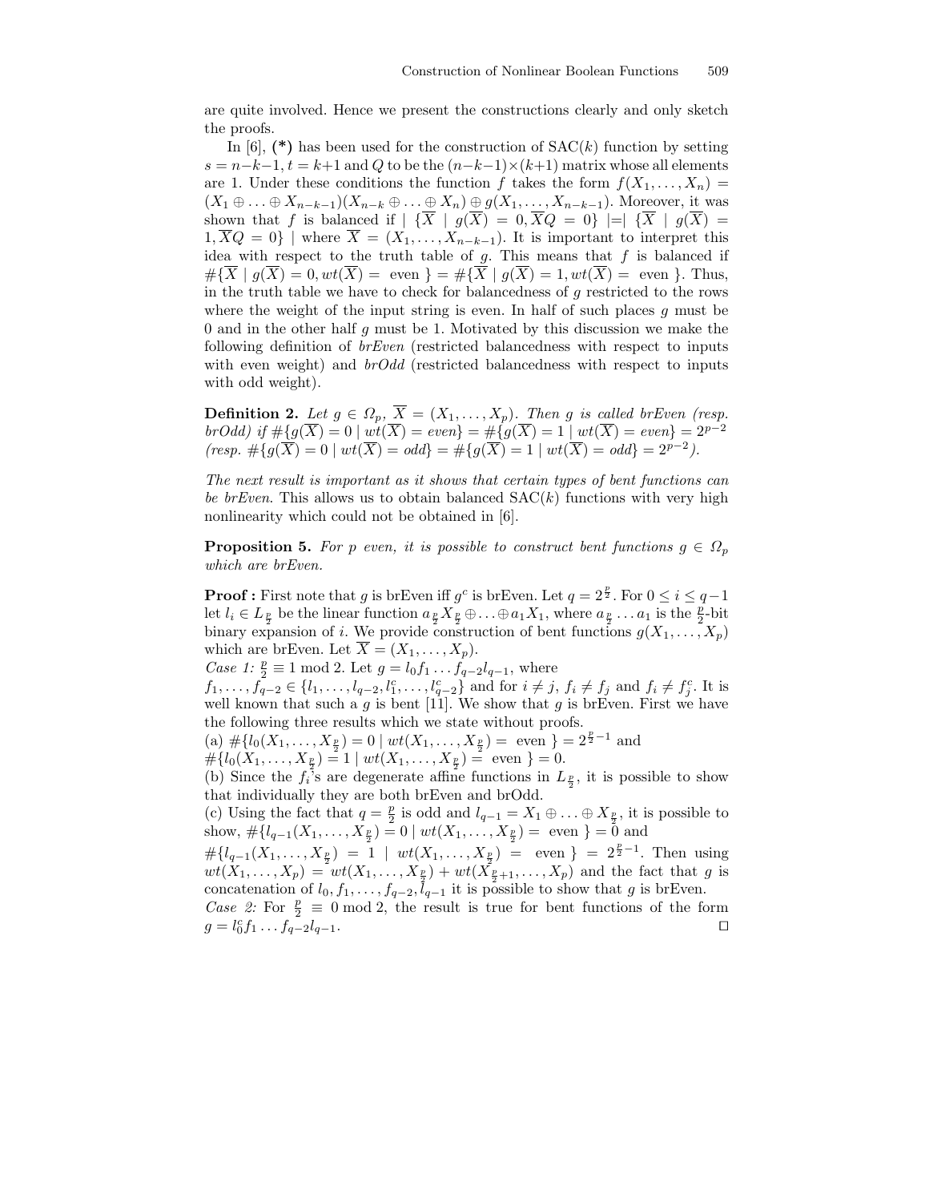are quite involved. Hence we present the constructions clearly and only sketch the proofs.

In [6], **(\*)** has been used for the construction of SAC($k$) function by setting $s = n-k-1$, $t = k+1$ and $Q$ to be the $(n-k-1)\times(k+1)$ matrix whose all elements are 1. Under these conditions the function $f$ takes the form $f(X_1, \ldots, X_n) = (X_1 \oplus \ldots \oplus X_{n-k-1})(X_{n-k} \oplus \ldots \oplus X_n) \oplus g(X_1, \ldots, X_{n-k-1})$. Moreover, it was shown that $f$ is balanced if $\mid \{\overline{X} \mid g(\overline{X}) = 0, \overline{X}Q = 0\} \mid = \mid \{\overline{X} \mid g(\overline{X}) = 1, \overline{X}Q = 0\} \mid$ where $\overline{X} = (X_1, \ldots, X_{n-k-1})$. It is important to interpret this idea with respect to the truth table of $g$. This means that $f$ is balanced if $\#\{\overline{X} \mid g(\overline{X}) = 0, wt(\overline{X}) = \text{ even }\} = \#\{\overline{X} \mid g(\overline{X}) = 1, wt(\overline{X}) = \text{ even }\}$. Thus, in the truth table we have to check for balancedness of $g$ restricted to the rows where the weight of the input string is even. In half of such places $g$ must be 0 and in the other half $g$ must be 1. Motivated by this discussion we make the following definition of *brEven* (restricted balancedness with respect to inputs with even weight) and *brOdd* (restricted balancedness with respect to inputs with odd weight).

**Definition 2.** *Let $g \in \Omega_p$, $\overline{X} = (X_1, \ldots, X_p)$. Then $g$ is called brEven (resp. brOdd) if $\#\{g(\overline{X}) = 0 \mid wt(\overline{X}) = even\} = \#\{g(\overline{X}) = 1 \mid wt(\overline{X}) = even\} = 2^{p-2}$ (resp. $\#\{g(\overline{X}) = 0 \mid wt(\overline{X}) = odd\} = \#\{g(\overline{X}) = 1 \mid wt(\overline{X}) = odd\} = 2^{p-2}$).*

*The next result is important as it shows that certain types of bent functions can be brEven. This allows us to obtain balanced SAC($k$) functions with very high nonlinearity which could not be obtained in [6].*

**Proposition 5.** *For $p$ even, it is possible to construct bent functions $g \in \Omega_p$ which are brEven.*

**Proof :** First note that $g$ is brEven iff $g^c$ is brEven. Let $q = 2^{\frac{p}{2}}$. For $0 \leq i \leq q-1$ let $l_i \in L_{\frac{p}{2}}$ be the linear function $a_{\frac{p}{2}} X_{\frac{p}{2}} \oplus \ldots \oplus a_1 X_1$, where $a_{\frac{p}{2}} \ldots a_1$ is the $\frac{p}{2}$-bit binary expansion of $i$. We provide construction of bent functions $g(X_1, \ldots, X_p)$ which are brEven. Let $\overline{X} = (X_1, \ldots, X_p)$.
*Case 1:* $\frac{p}{2} \equiv 1 \bmod 2$. Let $g = l_0 f_1 \ldots f_{q-2} l_{q-1}$, where $f_1, \ldots, f_{q-2} \in \{l_1, \ldots, l_{q-2}, l_1^c, \ldots, l_{q-2}^c\}$ and for $i \neq j$, $f_i \neq f_j$ and $f_i \neq f_j^c$. It is well known that such a $g$ is bent [11]. We show that $g$ is brEven. First we have the following three results which we state without proofs.
(a) $\#\{l_0(X_1, \ldots, X_{\frac{p}{2}}) = 0 \mid wt(X_1, \ldots, X_{\frac{p}{2}}) = \text{ even }\} = 2^{\frac{p}{2}-1}$ and $\#\{l_0(X_1, \ldots, X_{\frac{p}{2}}) = 1 \mid wt(X_1, \ldots, X_{\frac{p}{2}}) = \text{ even }\} = 0$.
(b) Since the $f_i$'s are degenerate affine functions in $L_{\frac{p}{2}}$, it is possible to show that individually they are both brEven and brOdd.
(c) Using the fact that $q = \frac{p}{2}$ is odd and $l_{q-1} = X_1 \oplus \ldots \oplus X_{\frac{p}{2}}$, it is possible to show, $\#\{l_{q-1}(X_1, \ldots, X_{\frac{p}{2}}) = 0 \mid wt(X_1, \ldots, X_{\frac{p}{2}}) = \text{ even }\} = 0$ and $\#\{l_{q-1}(X_1, \ldots, X_{\frac{p}{2}}) = 1 \mid wt(X_1, \ldots, X_{\frac{p}{2}}) = \text{ even }\} = 2^{\frac{p}{2}-1}$. Then using $wt(X_1, \ldots, X_p) = wt(X_1, \ldots, X_{\frac{p}{2}}) + wt(X_{\frac{p}{2}+1}, \ldots, X_p)$ and the fact that $g$ is concatenation of $l_0, f_1, \ldots, f_{q-2}, l_{q-1}$ it is possible to show that $g$ is brEven.
*Case 2:* For $\frac{p}{2} \equiv 0 \bmod 2$, the result is true for bent functions of the form $g = l_0^c f_1 \ldots f_{q-2} l_{q-1}$. □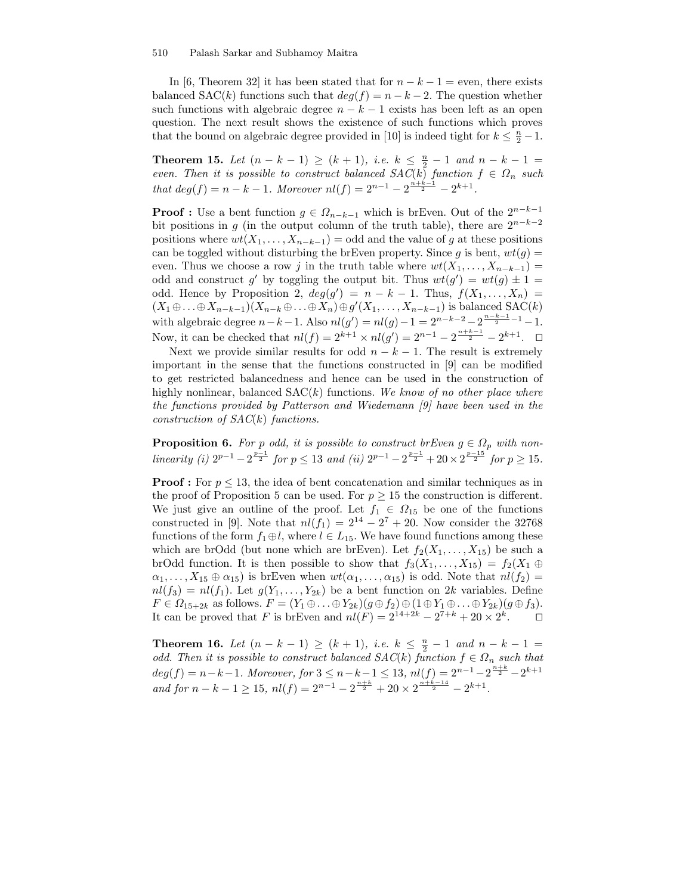In [6, Theorem 32] it has been stated that for $n - k - 1 =$ even, there exists balanced SAC($k$) functions such that $deg(f) = n - k - 2$. The question whether such functions with algebraic degree $n - k - 1$ exists has been left as an open question. The next result shows the existence of such functions which proves that the bound on algebraic degree provided in [10] is indeed tight for $k \leq \frac{n}{2} - 1$.

**Theorem 15.** *Let $(n - k - 1) \geq (k + 1)$, i.e. $k \leq \frac{n}{2} - 1$ and $n - k - 1 =$ even. Then it is possible to construct balanced SAC($k$) function $f \in \Omega_n$ such that $deg(f) = n - k - 1$. Moreover $nl(f) = 2^{n-1} - 2^{\frac{n+k-1}{2}} - 2^{k+1}$.*

**Proof :** Use a bent function $g \in \Omega_{n-k-1}$ which is brEven. Out of the $2^{n-k-1}$ bit positions in $g$ (in the output column of the truth table), there are $2^{n-k-2}$ positions where $wt(X_1, \ldots, X_{n-k-1}) =$ odd and the value of $g$ at these positions can be toggled without disturbing the brEven property. Since $g$ is bent, $wt(g) =$ even. Thus we choose a row $j$ in the truth table where $wt(X_1, \ldots, X_{n-k-1}) =$ odd and construct $g'$ by toggling the output bit. Thus $wt(g') = wt(g) \pm 1 =$ odd. Hence by Proposition 2, $deg(g') = n - k - 1$. Thus, $f(X_1, \ldots, X_n) = (X_1 \oplus \ldots \oplus X_{n-k-1})(X_{n-k} \oplus \ldots \oplus X_n) \oplus g'(X_1, \ldots, X_{n-k-1})$ is balanced SAC($k$) with algebraic degree $n-k-1$. Also $nl(g') = nl(g) - 1 = 2^{n-k-2} - 2^{\frac{n-k-1}{2}-1} - 1$. Now, it can be checked that $nl(f) = 2^{k+1} \times nl(g') = 2^{n-1} - 2^{\frac{n+k-1}{2}} - 2^{k+1}$. □

Next we provide similar results for odd $n - k - 1$. The result is extremely important in the sense that the functions constructed in [9] can be modified to get restricted balancedness and hence can be used in the construction of highly nonlinear, balanced SAC($k$) functions. *We know of no other place where the functions provided by Patterson and Wiedemann [9] have been used in the construction of SAC($k$) functions.*

**Proposition 6.** *For $p$ odd, it is possible to construct brEven $g \in \Omega_p$ with nonlinearity (i) $2^{p-1} - 2^{\frac{p-1}{2}}$ for $p \leq 13$ and (ii) $2^{p-1} - 2^{\frac{p-1}{2}} + 20 \times 2^{\frac{p-15}{2}}$ for $p \geq 15$.*

**Proof :** For $p \leq 13$, the idea of bent concatenation and similar techniques as in the proof of Proposition 5 can be used. For $p \geq 15$ the construction is different. We just give an outline of the proof. Let $f_1 \in \Omega_{15}$ be one of the functions constructed in [9]. Note that $nl(f_1) = 2^{14} - 2^7 + 20$. Now consider the 32768 functions of the form $f_1 \oplus l$, where $l \in L_{15}$. We have found functions among these which are brOdd (but none which are brEven). Let $f_2(X_1, \ldots, X_{15})$ be such a brOdd function. It is then possible to show that $f_3(X_1, \ldots, X_{15}) = f_2(X_1 \oplus \alpha_1, \ldots, X_{15} \oplus \alpha_{15})$ is brEven when $wt(\alpha_1, \ldots, \alpha_{15})$ is odd. Note that $nl(f_2) = nl(f_3) = nl(f_1)$. Let $g(Y_1, \ldots, Y_{2k})$ be a bent function on $2k$ variables. Define $F \in \Omega_{15+2k}$ as follows. $F = (Y_1 \oplus \ldots \oplus Y_{2k})(g \oplus f_2) \oplus (1 \oplus Y_1 \oplus \ldots \oplus Y_{2k})(g \oplus f_3)$. It can be proved that $F$ is brEven and $nl(F) = 2^{14+2k} - 2^{7+k} + 20 \times 2^k$. □

**Theorem 16.** *Let $(n - k - 1) \geq (k + 1)$, i.e. $k \leq \frac{n}{2} - 1$ and $n - k - 1 =$ odd. Then it is possible to construct balanced SAC($k$) function $f \in \Omega_n$ such that $deg(f) = n-k-1$. Moreover, for $3 \leq n-k-1 \leq 13$, $nl(f) = 2^{n-1} - 2^{\frac{n+k}{2}} - 2^{k+1}$ and for $n - k - 1 \geq 15$, $nl(f) = 2^{n-1} - 2^{\frac{n+k}{2}} + 20 \times 2^{\frac{n+k-14}{2}} - 2^{k+1}$.*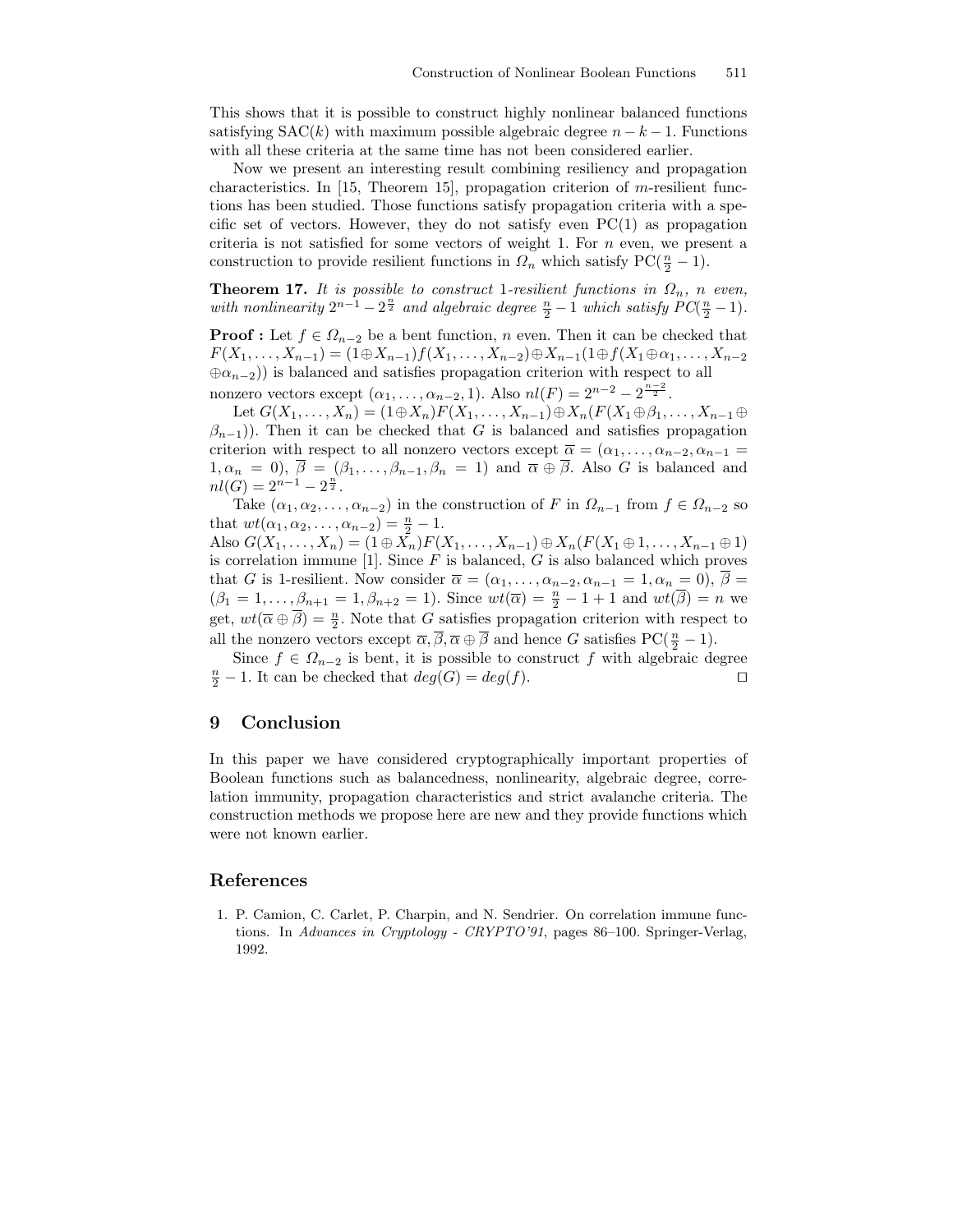This shows that it is possible to construct highly nonlinear balanced functions satisfying SAC($k$) with maximum possible algebraic degree $n-k-1$. Functions with all these criteria at the same time has not been considered earlier.

Now we present an interesting result combining resiliency and propagation characteristics. In [15, Theorem 15], propagation criterion of $m$-resilient functions has been studied. Those functions satisfy propagation criteria with a specific set of vectors. However, they do not satisfy even PC(1) as propagation criteria is not satisfied for some vectors of weight 1. For $n$ even, we present a construction to provide resilient functions in $\Omega_n$ which satisfy PC($\frac{n}{2}-1$).

**Theorem 17.** *It is possible to construct* 1*-resilient functions in* $\Omega_n$*,* $n$ *even, with nonlinearity* $2^{n-1}-2^{\frac{n}{2}}$ *and algebraic degree* $\frac{n}{2}-1$ *which satisfy* $PC(\frac{n}{2}-1)$*.*

**Proof :** Let $f \in \Omega_{n-2}$ be a bent function, $n$ even. Then it can be checked that $F(X_1,\ldots,X_{n-1}) = (1 \oplus X_{n-1})f(X_1,\ldots,X_{n-2}) \oplus X_{n-1}(1 \oplus f(X_1 \oplus \alpha_1,\ldots,X_{n-2} \oplus \alpha_{n-2}))$ is balanced and satisfies propagation criterion with respect to all nonzero vectors except $(\alpha_1,\ldots,\alpha_{n-2},1)$. Also $nl(F) = 2^{n-2}-2^{\frac{n-2}{2}}$.

Let $G(X_1,\ldots,X_n) = (1 \oplus X_n)F(X_1,\ldots,X_{n-1}) \oplus X_n(F(X_1 \oplus \beta_1,\ldots,X_{n-1} \oplus \beta_{n-1}))$. Then it can be checked that $G$ is balanced and satisfies propagation criterion with respect to all nonzero vectors except $\overline{\alpha} = (\alpha_1,\ldots,\alpha_{n-2},\alpha_{n-1} = 1, \alpha_n = 0)$, $\overline{\beta} = (\beta_1,\ldots,\beta_{n-1},\beta_n = 1)$ and $\overline{\alpha} \oplus \overline{\beta}$. Also $G$ is balanced and $nl(G) = 2^{n-1}-2^{\frac{n}{2}}$.

Take $(\alpha_1,\alpha_2,\ldots,\alpha_{n-2})$ in the construction of $F$ in $\Omega_{n-1}$ from $f \in \Omega_{n-2}$ so that $wt(\alpha_1,\alpha_2,\ldots,\alpha_{n-2}) = \frac{n}{2}-1$.

Also $G(X_1,\ldots,X_n) = (1 \oplus X_n)F(X_1,\ldots,X_{n-1}) \oplus X_n(F(X_1 \oplus 1,\ldots,X_{n-1} \oplus 1)$ is correlation immune [1]. Since $F$ is balanced, $G$ is also balanced which proves that $G$ is 1-resilient. Now consider $\overline{\alpha} = (\alpha_1,\ldots,\alpha_{n-2},\alpha_{n-1} = 1,\alpha_n = 0)$, $\overline{\beta} = (\beta_1 = 1,\ldots,\beta_{n+1} = 1,\beta_{n+2} = 1)$. Since $wt(\overline{\alpha}) = \frac{n}{2}-1+1$ and $wt(\overline{\beta}) = n$ we get, $wt(\overline{\alpha} \oplus \overline{\beta}) = \frac{n}{2}$. Note that $G$ satisfies propagation criterion with respect to all the nonzero vectors except $\overline{\alpha}, \overline{\beta}, \overline{\alpha} \oplus \overline{\beta}$ and hence $G$ satisfies PC($\frac{n}{2}-1$).

Since $f \in \Omega_{n-2}$ is bent, it is possible to construct $f$ with algebraic degree $\frac{n}{2}-1$. It can be checked that $deg(G) = deg(f)$. ◻

## 9 Conclusion

In this paper we have considered cryptographically important properties of Boolean functions such as balancedness, nonlinearity, algebraic degree, correlation immunity, propagation characteristics and strict avalanche criteria. The construction methods we propose here are new and they provide functions which were not known earlier.

## References

1. P. Camion, C. Carlet, P. Charpin, and N. Sendrier. On correlation immune functions. In *Advances in Cryptology - CRYPTO'91*, pages 86–100. Springer-Verlag, 1992.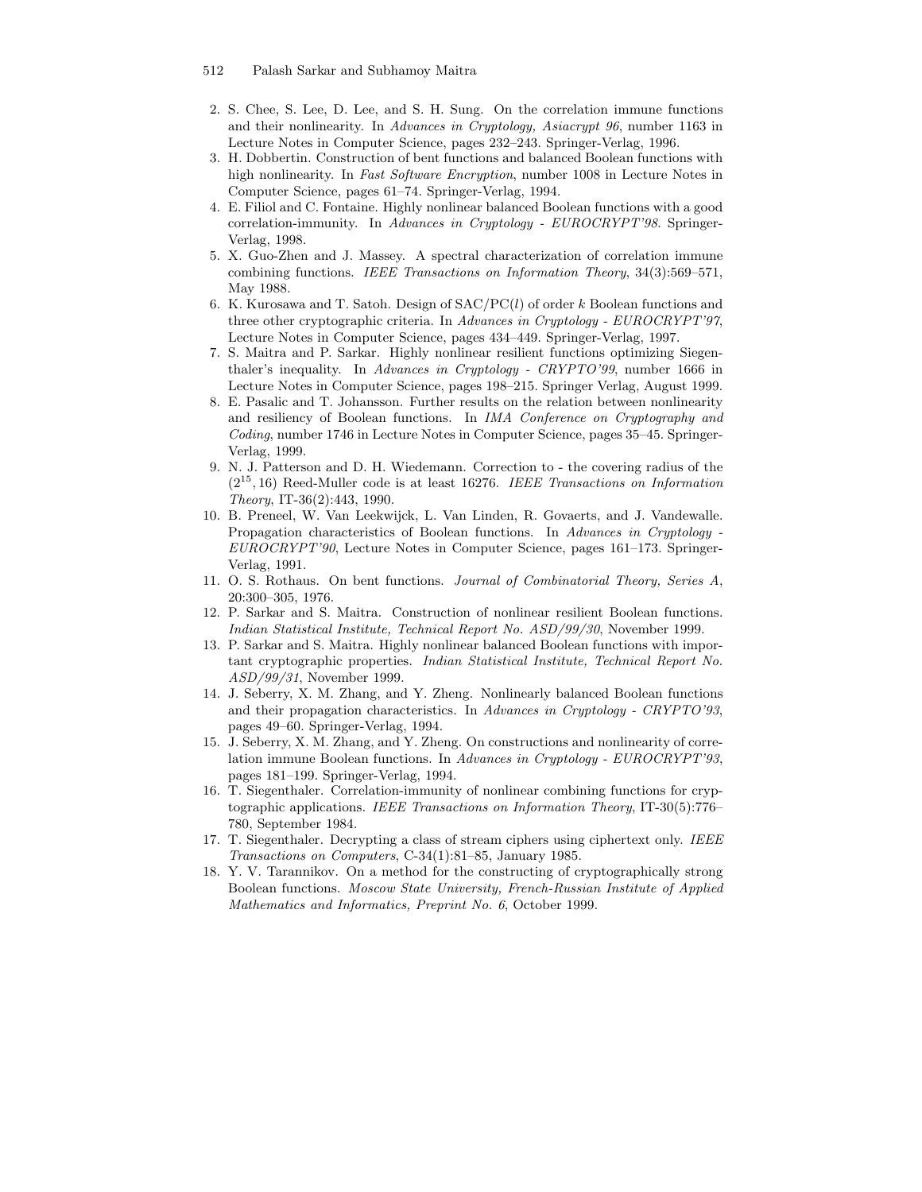2. S. Chee, S. Lee, D. Lee, and S. H. Sung. On the correlation immune functions and their nonlinearity. In *Advances in Cryptology, Asiacrypt 96*, number 1163 in Lecture Notes in Computer Science, pages 232–243. Springer-Verlag, 1996.
3. H. Dobbertin. Construction of bent functions and balanced Boolean functions with high nonlinearity. In *Fast Software Encryption*, number 1008 in Lecture Notes in Computer Science, pages 61–74. Springer-Verlag, 1994.
4. E. Filiol and C. Fontaine. Highly nonlinear balanced Boolean functions with a good correlation-immunity. In *Advances in Cryptology - EUROCRYPT'98*. Springer-Verlag, 1998.
5. X. Guo-Zhen and J. Massey. A spectral characterization of correlation immune combining functions. *IEEE Transactions on Information Theory*, 34(3):569–571, May 1988.
6. K. Kurosawa and T. Satoh. Design of SAC/PC($l$) of order $k$ Boolean functions and three other cryptographic criteria. In *Advances in Cryptology - EUROCRYPT'97*, Lecture Notes in Computer Science, pages 434–449. Springer-Verlag, 1997.
7. S. Maitra and P. Sarkar. Highly nonlinear resilient functions optimizing Siegenthaler's inequality. In *Advances in Cryptology - CRYPTO'99*, number 1666 in Lecture Notes in Computer Science, pages 198–215. Springer Verlag, August 1999.
8. E. Pasalic and T. Johansson. Further results on the relation between nonlinearity and resiliency of Boolean functions. In *IMA Conference on Cryptography and Coding*, number 1746 in Lecture Notes in Computer Science, pages 35–45. Springer-Verlag, 1999.
9. N. J. Patterson and D. H. Wiedemann. Correction to - the covering radius of the $(2^{15}, 16)$ Reed-Muller code is at least 16276. *IEEE Transactions on Information Theory*, IT-36(2):443, 1990.
10. B. Preneel, W. Van Leekwijck, L. Van Linden, R. Govaerts, and J. Vandewalle. Propagation characteristics of Boolean functions. In *Advances in Cryptology - EUROCRYPT'90*, Lecture Notes in Computer Science, pages 161–173. Springer-Verlag, 1991.
11. O. S. Rothaus. On bent functions. *Journal of Combinatorial Theory, Series A*, 20:300–305, 1976.
12. P. Sarkar and S. Maitra. Construction of nonlinear resilient Boolean functions. *Indian Statistical Institute, Technical Report No. ASD/99/30*, November 1999.
13. P. Sarkar and S. Maitra. Highly nonlinear balanced Boolean functions with important cryptographic properties. *Indian Statistical Institute, Technical Report No. ASD/99/31*, November 1999.
14. J. Seberry, X. M. Zhang, and Y. Zheng. Nonlinearly balanced Boolean functions and their propagation characteristics. In *Advances in Cryptology - CRYPTO'93*, pages 49–60. Springer-Verlag, 1994.
15. J. Seberry, X. M. Zhang, and Y. Zheng. On constructions and nonlinearity of correlation immune Boolean functions. In *Advances in Cryptology - EUROCRYPT'93*, pages 181–199. Springer-Verlag, 1994.
16. T. Siegenthaler. Correlation-immunity of nonlinear combining functions for cryptographic applications. *IEEE Transactions on Information Theory*, IT-30(5):776–780, September 1984.
17. T. Siegenthaler. Decrypting a class of stream ciphers using ciphertext only. *IEEE Transactions on Computers*, C-34(1):81–85, January 1985.
18. Y. V. Tarannikov. On a method for the constructing of cryptographically strong Boolean functions. *Moscow State University, French-Russian Institute of Applied Mathematics and Informatics, Preprint No. 6*, October 1999.